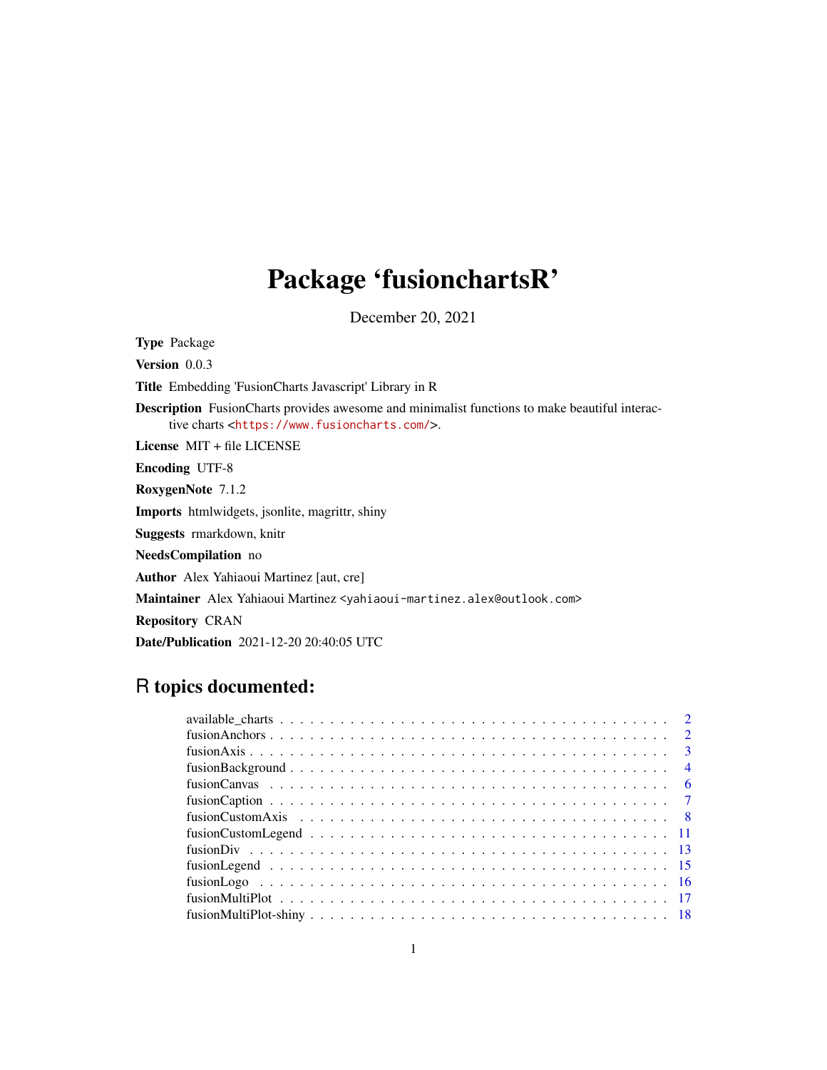# Package 'fusionchartsR'

December 20, 2021

**Type** Package

**Version** 0.0.3

**Title** Embedding 'FusionCharts Javascript' Library in R

**Description** FusionCharts provides awesome and minimalist functions to make beautiful interactive charts <https://www.fusioncharts.com/>.

**License** MIT + file LICENSE

**Encoding** UTF-8

**RoxygenNote** 7.1.2

**Imports** htmlwidgets, jsonlite, magrittr, shiny

**Suggests** rmarkdown, knitr

**NeedsCompilation** no

**Author** Alex Yahiaoui Martinez [aut, cre]

**Maintainer** Alex Yahiaoui Martinez <yahiaoui-martinez.alex@outlook.com>

**Repository** CRAN

**Date/Publication** 2021-12-20 20:40:05 UTC

## R topics documented:

- available_charts . . . . . . . . . . . . . . . . . . . . . . . . . . . . . . . . . . . . . 2
- fusionAnchors . . . . . . . . . . . . . . . . . . . . . . . . . . . . . . . . . . . . . . 2
- fusionAxis . . . . . . . . . . . . . . . . . . . . . . . . . . . . . . . . . . . . . . . . 3
- fusionBackground . . . . . . . . . . . . . . . . . . . . . . . . . . . . . . . . . . . . 4
- fusionCanvas . . . . . . . . . . . . . . . . . . . . . . . . . . . . . . . . . . . . . . 6
- fusionCaption . . . . . . . . . . . . . . . . . . . . . . . . . . . . . . . . . . . . . . 7
- fusionCustomAxis . . . . . . . . . . . . . . . . . . . . . . . . . . . . . . . . . . . . 8
- fusionCustomLegend . . . . . . . . . . . . . . . . . . . . . . . . . . . . . . . . . . 11
- fusionDiv . . . . . . . . . . . . . . . . . . . . . . . . . . . . . . . . . . . . . . . . 13
- fusionLegend . . . . . . . . . . . . . . . . . . . . . . . . . . . . . . . . . . . . . . 15
- fusionLogo . . . . . . . . . . . . . . . . . . . . . . . . . . . . . . . . . . . . . . . 16
- fusionMultiPlot . . . . . . . . . . . . . . . . . . . . . . . . . . . . . . . . . . . . . 17
- fusionMultiPlot-shiny . . . . . . . . . . . . . . . . . . . . . . . . . . . . . . . . . . 18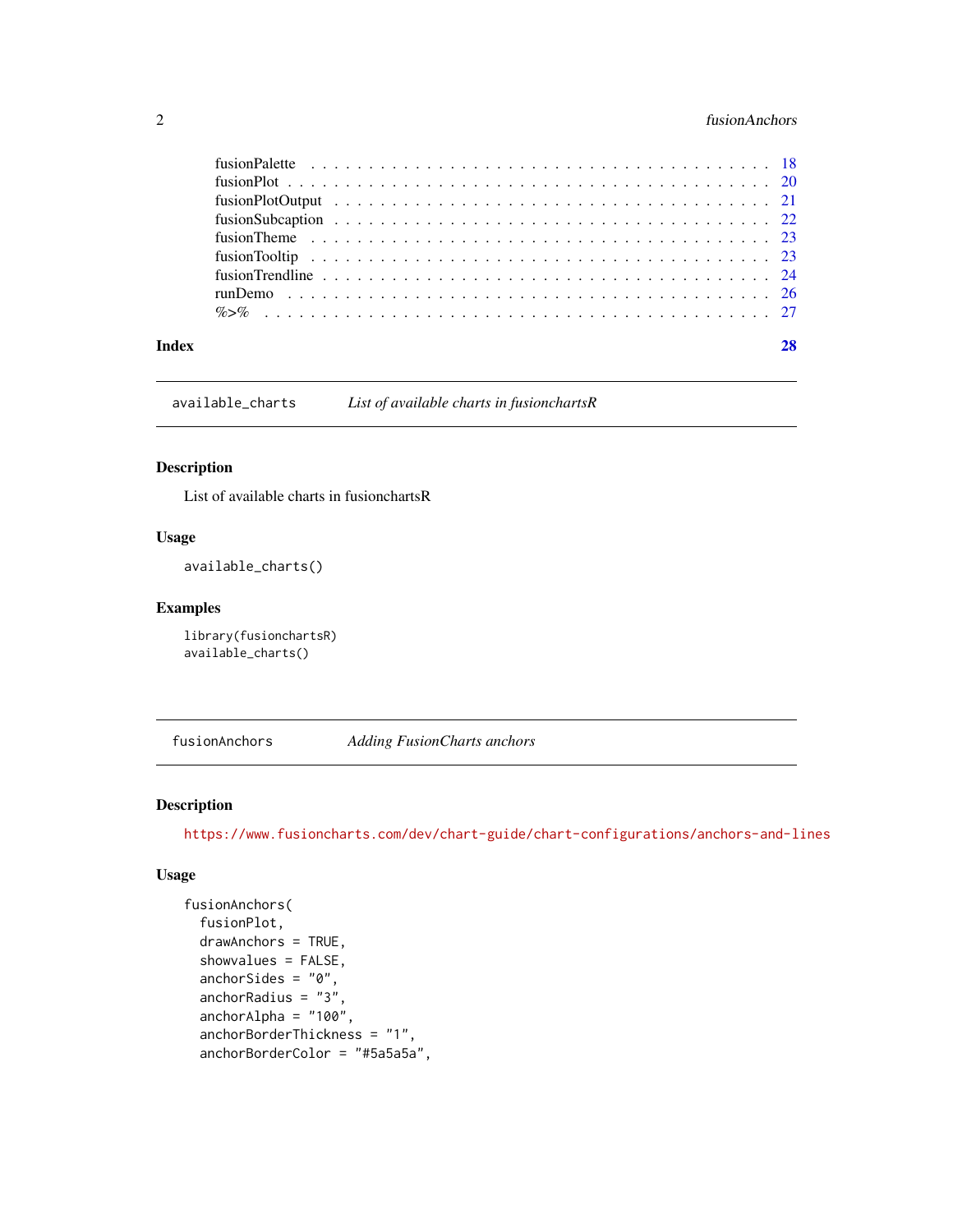fusionPalette . . . . . . . . . . . . . . . . . . . . . . . . . . . . . . . . . . . . . 18
fusionPlot . . . . . . . . . . . . . . . . . . . . . . . . . . . . . . . . . . . . . . . 20
fusionPlotOutput . . . . . . . . . . . . . . . . . . . . . . . . . . . . . . . . . . . 21
fusionSubcaption . . . . . . . . . . . . . . . . . . . . . . . . . . . . . . . . . . . 22
fusionTheme . . . . . . . . . . . . . . . . . . . . . . . . . . . . . . . . . . . . . . 23
fusionTooltip . . . . . . . . . . . . . . . . . . . . . . . . . . . . . . . . . . . . . 23
fusionTrendline . . . . . . . . . . . . . . . . . . . . . . . . . . . . . . . . . . . . 24
runDemo . . . . . . . . . . . . . . . . . . . . . . . . . . . . . . . . . . . . . . . . 26
%>% . . . . . . . . . . . . . . . . . . . . . . . . . . . . . . . . . . . . . . . . . . 27

**Index** **28**

---

## available_charts — *List of available charts in fusionchartsR*

### Description

List of available charts in fusionchartsR

### Usage

```
available_charts()
```

### Examples

```
library(fusionchartsR)
available_charts()
```

---

## fusionAnchors — *Adding FusionCharts anchors*

### Description

https://www.fusioncharts.com/dev/chart-guide/chart-configurations/anchors-and-lines

### Usage

```
fusionAnchors(
  fusionPlot,
  drawAnchors = TRUE,
  showvalues = FALSE,
  anchorSides = "0",
  anchorRadius = "3",
  anchorAlpha = "100",
  anchorBorderThickness = "1",
  anchorBorderColor = "#5a5a5a",
```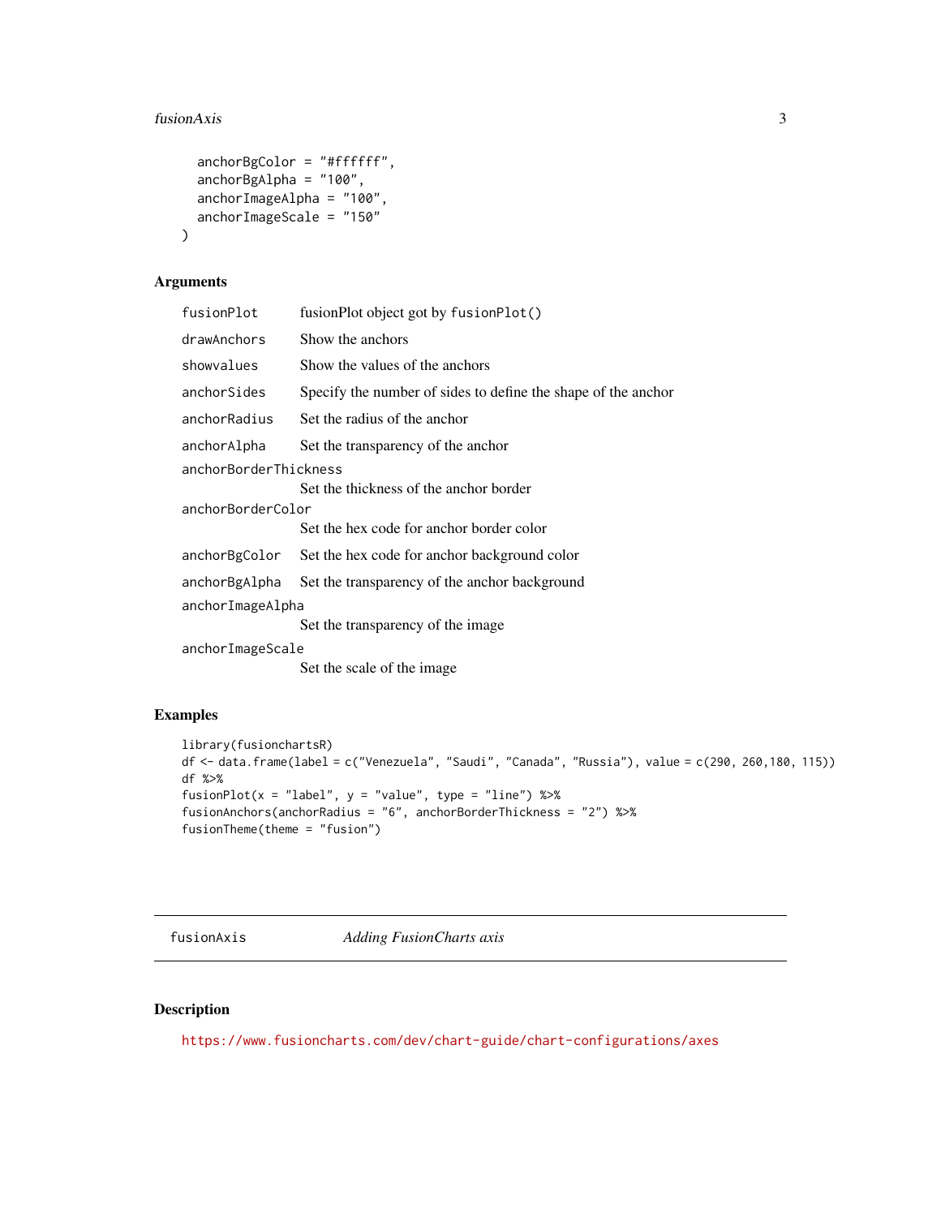```
  anchorBgColor = "#ffffff",
  anchorBgAlpha = "100",
  anchorImageAlpha = "100",
  anchorImageScale = "150"
)
```

## Arguments

| Argument | Description |
|---|---|
| `fusionPlot` | fusionPlot object got by `fusionPlot()` |
| `drawAnchors` | Show the anchors |
| `showvalues` | Show the values of the anchors |
| `anchorSides` | Specify the number of sides to define the shape of the anchor |
| `anchorRadius` | Set the radius of the anchor |
| `anchorAlpha` | Set the transparency of the anchor |
| `anchorBorderThickness` | Set the thickness of the anchor border |
| `anchorBorderColor` | Set the hex code for anchor border color |
| `anchorBgColor` | Set the hex code for anchor background color |
| `anchorBgAlpha` | Set the transparency of the anchor background |
| `anchorImageAlpha` | Set the transparency of the image |
| `anchorImageScale` | Set the scale of the image |

## Examples

```
library(fusionchartsR)
df <- data.frame(label = c("Venezuela", "Saudi", "Canada", "Russia"), value = c(290, 260,180, 115))
df %>%
fusionPlot(x = "label", y = "value", type = "line") %>%
fusionAnchors(anchorRadius = "6", anchorBorderThickness = "2") %>%
fusionTheme(theme = "fusion")
```

---

`fusionAxis` *Adding FusionCharts axis*

---

## Description

https://www.fusioncharts.com/dev/chart-guide/chart-configurations/axes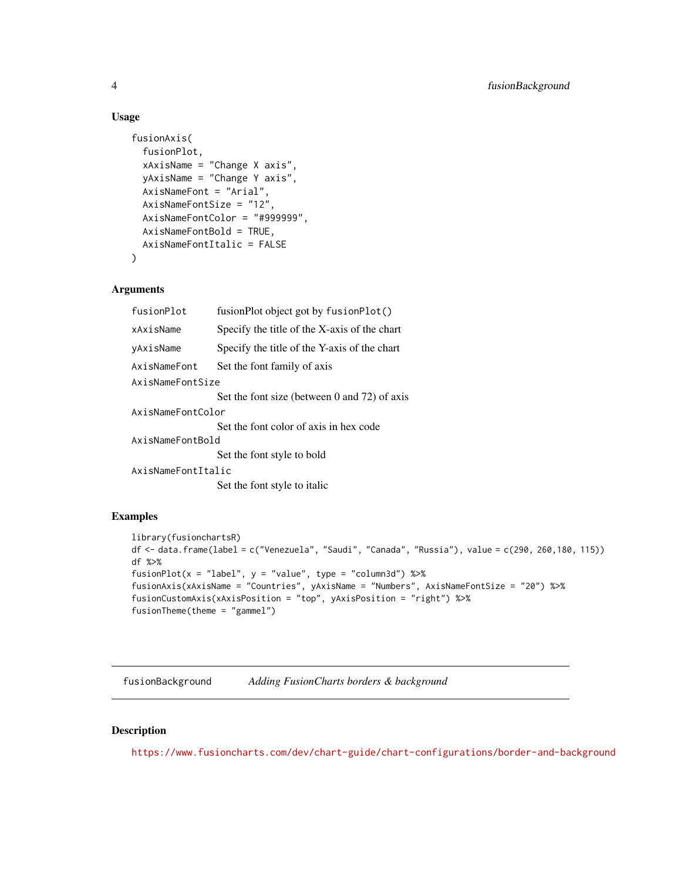### Usage

```
fusionAxis(
  fusionPlot,
  xAxisName = "Change X axis",
  yAxisName = "Change Y axis",
  AxisNameFont = "Arial",
  AxisNameFontSize = "12",
  AxisNameFontColor = "#999999",
  AxisNameFontBold = TRUE,
  AxisNameFontItalic = FALSE
)
```

### Arguments

| Argument | Description |
| --- | --- |
| `fusionPlot` | fusionPlot object got by `fusionPlot()` |
| `xAxisName` | Specify the title of the X-axis of the chart |
| `yAxisName` | Specify the title of the Y-axis of the chart |
| `AxisNameFont` | Set the font family of axis |
| `AxisNameFontSize` | Set the font size (between 0 and 72) of axis |
| `AxisNameFontColor` | Set the font color of axis in hex code |
| `AxisNameFontBold` | Set the font style to bold |
| `AxisNameFontItalic` | Set the font style to italic |

### Examples

```
library(fusionchartsR)
df <- data.frame(label = c("Venezuela", "Saudi", "Canada", "Russia"), value = c(290, 260,180, 115))
df %>%
fusionPlot(x = "label", y = "value", type = "column3d") %>%
fusionAxis(xAxisName = "Countries", yAxisName = "Numbers", AxisNameFontSize = "20") %>%
fusionCustomAxis(xAxisPosition = "top", yAxisPosition = "right") %>%
fusionTheme(theme = "gammel")
```

---

## fusionBackground — *Adding FusionCharts borders & background*

---

### Description

https://www.fusioncharts.com/dev/chart-guide/chart-configurations/border-and-background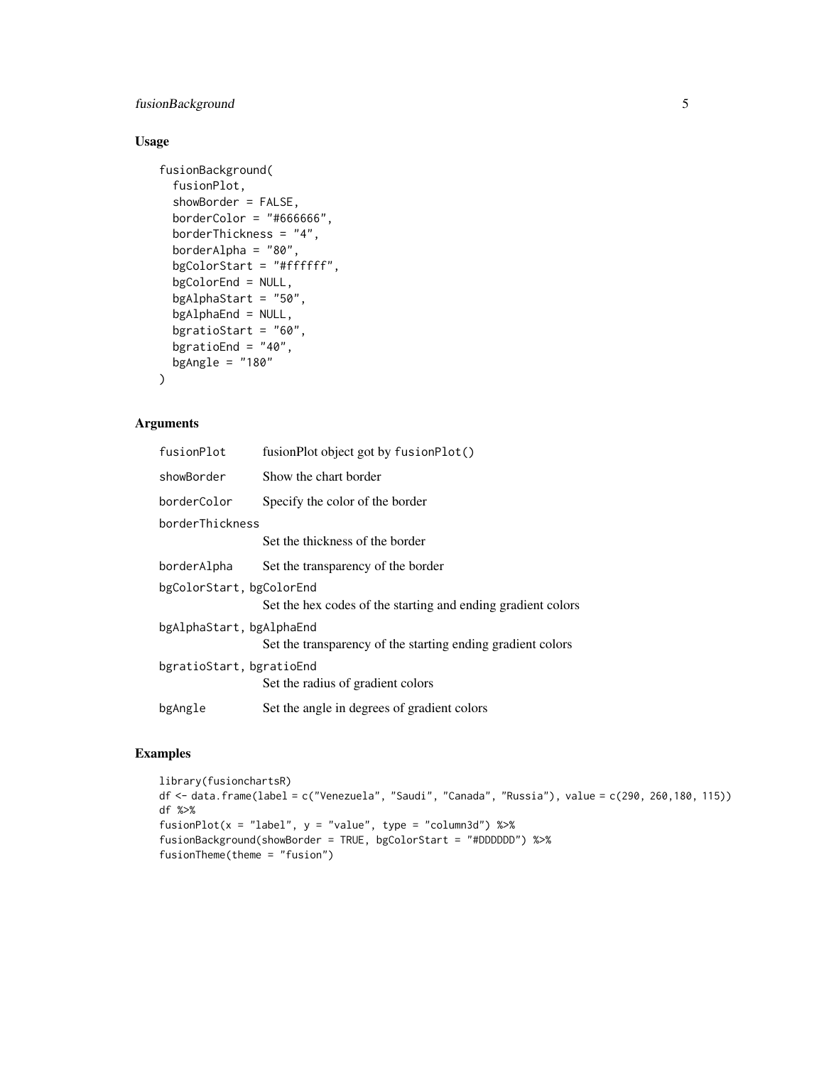## Usage

```
fusionBackground(
  fusionPlot,
  showBorder = FALSE,
  borderColor = "#666666",
  borderThickness = "4",
  borderAlpha = "80",
  bgColorStart = "#ffffff",
  bgColorEnd = NULL,
  bgAlphaStart = "50",
  bgAlphaEnd = NULL,
  bgratioStart = "60",
  bgratioEnd = "40",
  bgAngle = "180"
)
```

## Arguments

| Argument | Description |
|---|---|
| `fusionPlot` | fusionPlot object got by `fusionPlot()` |
| `showBorder` | Show the chart border |
| `borderColor` | Specify the color of the border |
| `borderThickness` | Set the thickness of the border |
| `borderAlpha` | Set the transparency of the border |
| `bgColorStart, bgColorEnd` | Set the hex codes of the starting and ending gradient colors |
| `bgAlphaStart, bgAlphaEnd` | Set the transparency of the starting ending gradient colors |
| `bgratioStart, bgratioEnd` | Set the radius of gradient colors |
| `bgAngle` | Set the angle in degrees of gradient colors |

## Examples

```
library(fusionchartsR)
df <- data.frame(label = c("Venezuela", "Saudi", "Canada", "Russia"), value = c(290, 260,180, 115))
df %>%
fusionPlot(x = "label", y = "value", type = "column3d") %>%
fusionBackground(showBorder = TRUE, bgColorStart = "#DDDDDD") %>%
fusionTheme(theme = "fusion")
```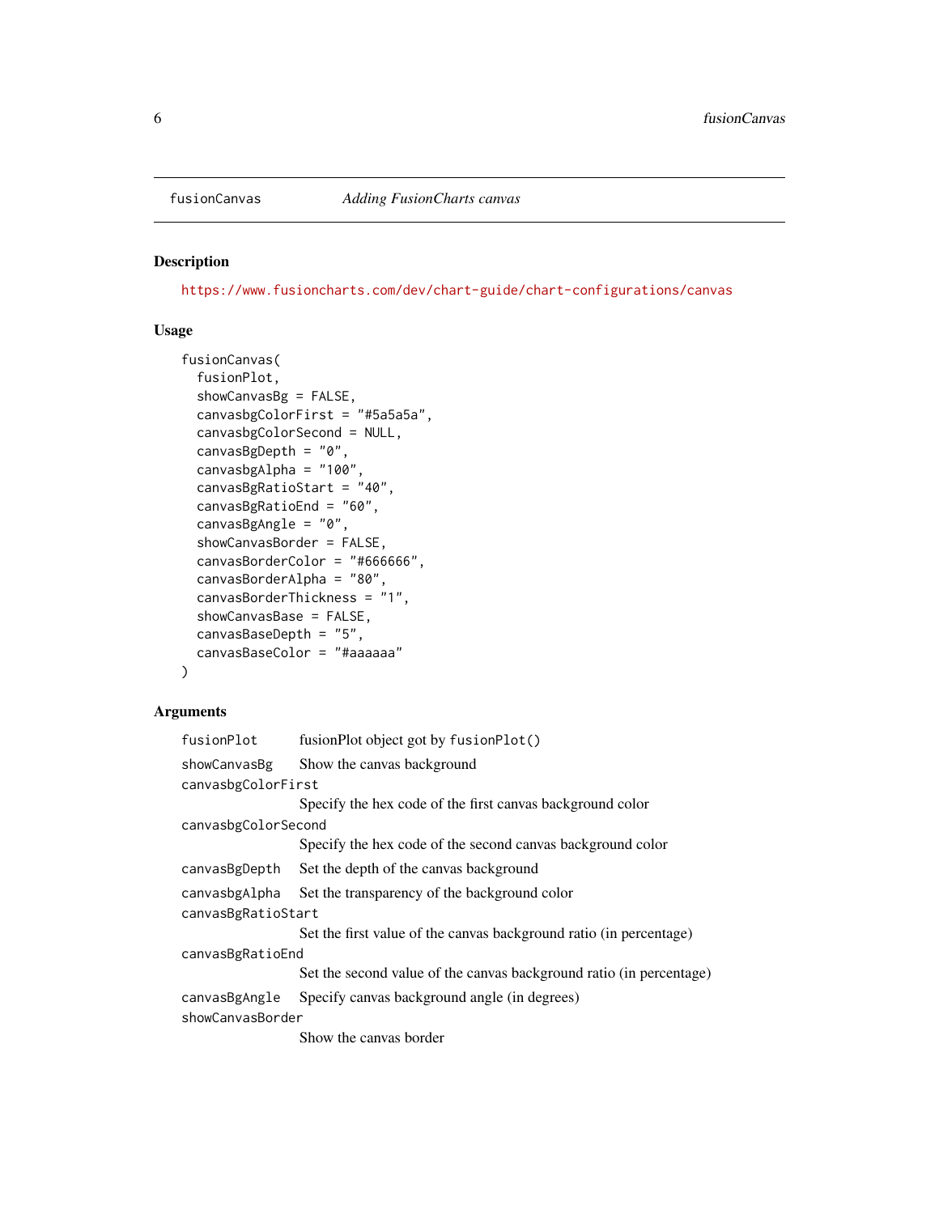## fusionCanvas — *Adding FusionCharts canvas*

### Description

https://www.fusioncharts.com/dev/chart-guide/chart-configurations/canvas

### Usage

```
fusionCanvas(
  fusionPlot,
  showCanvasBg = FALSE,
  canvasbgColorFirst = "#5a5a5a",
  canvasbgColorSecond = NULL,
  canvasBgDepth = "0",
  canvasbgAlpha = "100",
  canvasBgRatioStart = "40",
  canvasBgRatioEnd = "60",
  canvasBgAngle = "0",
  showCanvasBorder = FALSE,
  canvasBorderColor = "#666666",
  canvasBorderAlpha = "80",
  canvasBorderThickness = "1",
  showCanvasBase = FALSE,
  canvasBaseDepth = "5",
  canvasBaseColor = "#aaaaaa"
)
```

### Arguments

| Argument | Description |
|---|---|
| `fusionPlot` | fusionPlot object got by `fusionPlot()` |
| `showCanvasBg` | Show the canvas background |
| `canvasbgColorFirst` | Specify the hex code of the first canvas background color |
| `canvasbgColorSecond` | Specify the hex code of the second canvas background color |
| `canvasBgDepth` | Set the depth of the canvas background |
| `canvasbgAlpha` | Set the transparency of the background color |
| `canvasBgRatioStart` | Set the first value of the canvas background ratio (in percentage) |
| `canvasBgRatioEnd` | Set the second value of the canvas background ratio (in percentage) |
| `canvasBgAngle` | Specify canvas background angle (in degrees) |
| `showCanvasBorder` | Show the canvas border |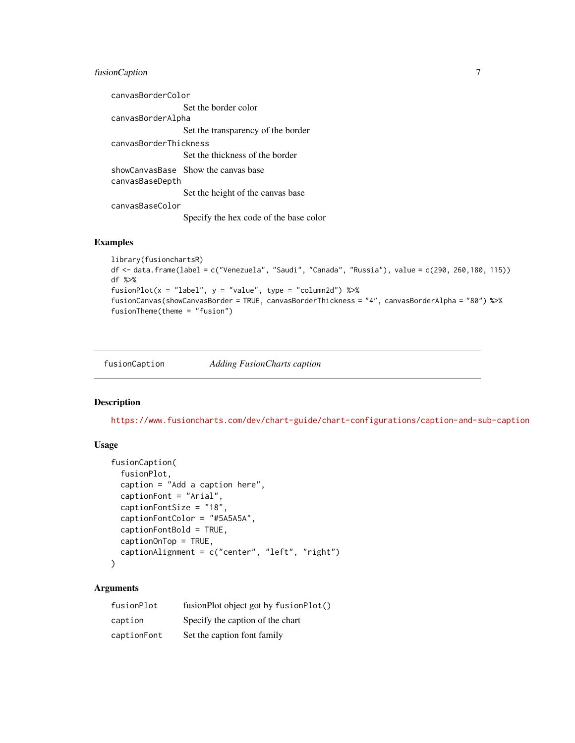canvasBorderColor
: Set the border color

canvasBorderAlpha
: Set the transparency of the border

canvasBorderThickness
: Set the thickness of the border

showCanvasBase
: Show the canvas base

canvasBaseDepth
: Set the height of the canvas base

canvasBaseColor
: Specify the hex code of the base color

### Examples

```
library(fusionchartsR)
df <- data.frame(label = c("Venezuela", "Saudi", "Canada", "Russia"), value = c(290, 260,180, 115))
df %>%
fusionPlot(x = "label", y = "value", type = "column2d") %>%
fusionCanvas(showCanvasBorder = TRUE, canvasBorderThickness = "4", canvasBorderAlpha = "80") %>%
fusionTheme(theme = "fusion")
```

---

## fusionCaption *Adding FusionCharts caption*

### Description

https://www.fusioncharts.com/dev/chart-guide/chart-configurations/caption-and-sub-caption

### Usage

```
fusionCaption(
  fusionPlot,
  caption = "Add a caption here",
  captionFont = "Arial",
  captionFontSize = "18",
  captionFontColor = "#5A5A5A",
  captionFontBold = TRUE,
  captionOnTop = TRUE,
  captionAlignment = c("center", "left", "right")
)
```

### Arguments

| | |
|---|---|
| fusionPlot | fusionPlot object got by fusionPlot() |
| caption | Specify the caption of the chart |
| captionFont | Set the caption font family |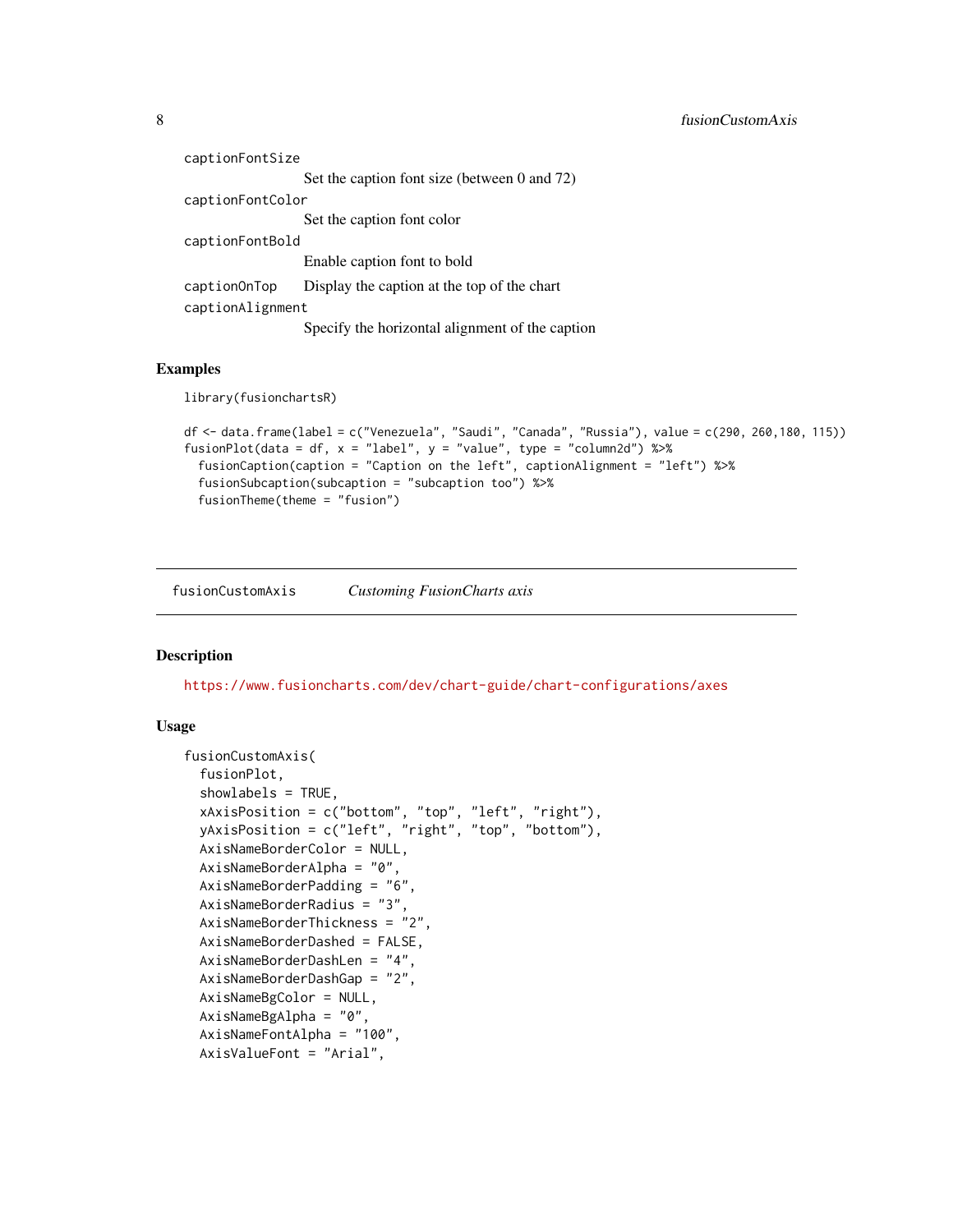captionFontSize
: Set the caption font size (between 0 and 72)

captionFontColor
: Set the caption font color

captionFontBold
: Enable caption font to bold

captionOnTop
: Display the caption at the top of the chart

captionAlignment
: Specify the horizontal alignment of the caption

## Examples

```
library(fusionchartsR)

df <- data.frame(label = c("Venezuela", "Saudi", "Canada", "Russia"), value = c(290, 260,180, 115))
fusionPlot(data = df, x = "label", y = "value", type = "column2d") %>%
  fusionCaption(caption = "Caption on the left", captionAlignment = "left") %>%
  fusionSubcaption(subcaption = "subcaption too") %>%
  fusionTheme(theme = "fusion")
```

---

# fusionCustomAxis — *Customing FusionCharts axis*

---

## Description

https://www.fusioncharts.com/dev/chart-guide/chart-configurations/axes

## Usage

```
fusionCustomAxis(
  fusionPlot,
  showlabels = TRUE,
  xAxisPosition = c("bottom", "top", "left", "right"),
  yAxisPosition = c("left", "right", "top", "bottom"),
  AxisNameBorderColor = NULL,
  AxisNameBorderAlpha = "0",
  AxisNameBorderPadding = "6",
  AxisNameBorderRadius = "3",
  AxisNameBorderThickness = "2",
  AxisNameBorderDashed = FALSE,
  AxisNameBorderDashLen = "4",
  AxisNameBorderDashGap = "2",
  AxisNameBgColor = NULL,
  AxisNameBgAlpha = "0",
  AxisNameFontAlpha = "100",
  AxisValueFont = "Arial",
```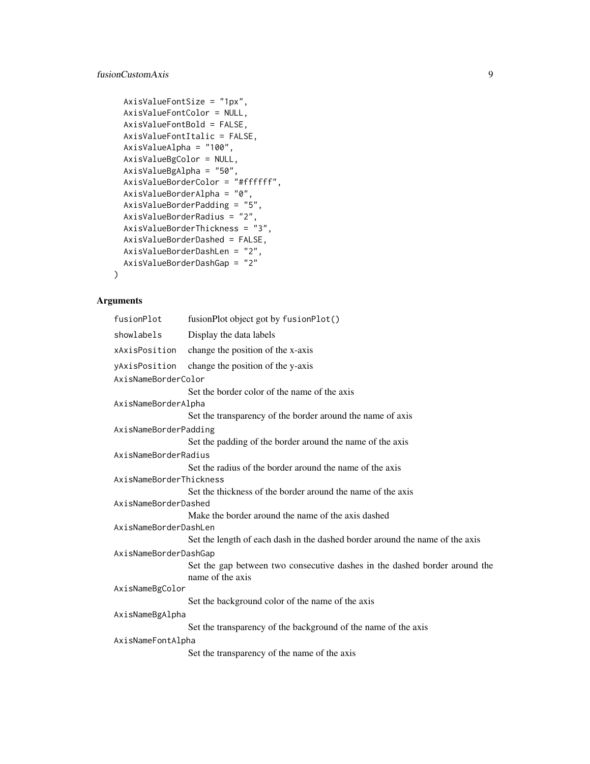```
  AxisValueFontSize = "1px",
  AxisValueFontColor = NULL,
  AxisValueFontBold = FALSE,
  AxisValueFontItalic = FALSE,
  AxisValueAlpha = "100",
  AxisValueBgColor = NULL,
  AxisValueBgAlpha = "50",
  AxisValueBorderColor = "#ffffff",
  AxisValueBorderAlpha = "0",
  AxisValueBorderPadding = "5",
  AxisValueBorderRadius = "2",
  AxisValueBorderThickness = "3",
  AxisValueBorderDashed = FALSE,
  AxisValueBorderDashLen = "2",
  AxisValueBorderDashGap = "2"
)
```

## Arguments

| | |
|---|---|
| `fusionPlot` | fusionPlot object got by `fusionPlot()` |
| `showlabels` | Display the data labels |
| `xAxisPosition` | change the position of the x-axis |
| `yAxisPosition` | change the position of the y-axis |
| `AxisNameBorderColor` | Set the border color of the name of the axis |
| `AxisNameBorderAlpha` | Set the transparency of the border around the name of axis |
| `AxisNameBorderPadding` | Set the padding of the border around the name of the axis |
| `AxisNameBorderRadius` | Set the radius of the border around the name of the axis |
| `AxisNameBorderThickness` | Set the thickness of the border around the name of the axis |
| `AxisNameBorderDashed` | Make the border around the name of the axis dashed |
| `AxisNameBorderDashLen` | Set the length of each dash in the dashed border around the name of the axis |
| `AxisNameBorderDashGap` | Set the gap between two consecutive dashes in the dashed border around the name of the axis |
| `AxisNameBgColor` | Set the background color of the name of the axis |
| `AxisNameBgAlpha` | Set the transparency of the background of the name of the axis |
| `AxisNameFontAlpha` | Set the transparency of the name of the axis |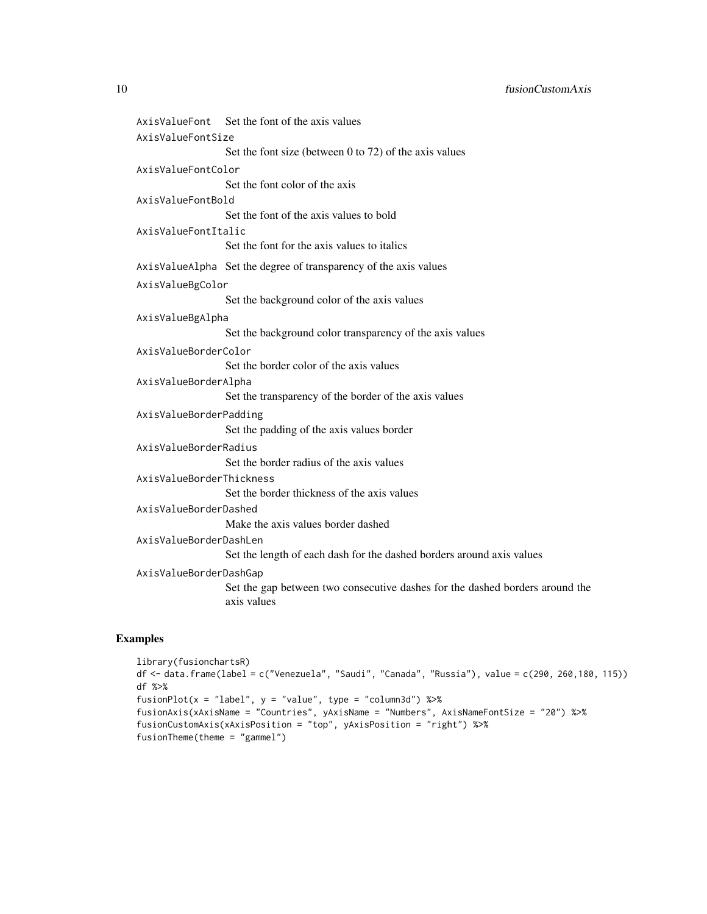AxisValueFont Set the font of the axis values

AxisValueFontSize
: Set the font size (between 0 to 72) of the axis values

AxisValueFontColor
: Set the font color of the axis

AxisValueFontBold
: Set the font of the axis values to bold

AxisValueFontItalic
: Set the font for the axis values to italics

AxisValueAlpha Set the degree of transparency of the axis values

AxisValueBgColor
: Set the background color of the axis values

AxisValueBgAlpha
: Set the background color transparency of the axis values

AxisValueBorderColor
: Set the border color of the axis values

AxisValueBorderAlpha
: Set the transparency of the border of the axis values

AxisValueBorderPadding
: Set the padding of the axis values border

AxisValueBorderRadius
: Set the border radius of the axis values

AxisValueBorderThickness
: Set the border thickness of the axis values

AxisValueBorderDashed
: Make the axis values border dashed

AxisValueBorderDashLen
: Set the length of each dash for the dashed borders around axis values

AxisValueBorderDashGap
: Set the gap between two consecutive dashes for the dashed borders around the axis values

## Examples

```
library(fusionchartsR)
df <- data.frame(label = c("Venezuela", "Saudi", "Canada", "Russia"), value = c(290, 260,180, 115))
df %>%
fusionPlot(x = "label", y = "value", type = "column3d") %>%
fusionAxis(xAxisName = "Countries", yAxisName = "Numbers", AxisNameFontSize = "20") %>%
fusionCustomAxis(xAxisPosition = "top", yAxisPosition = "right") %>%
fusionTheme(theme = "gammel")
```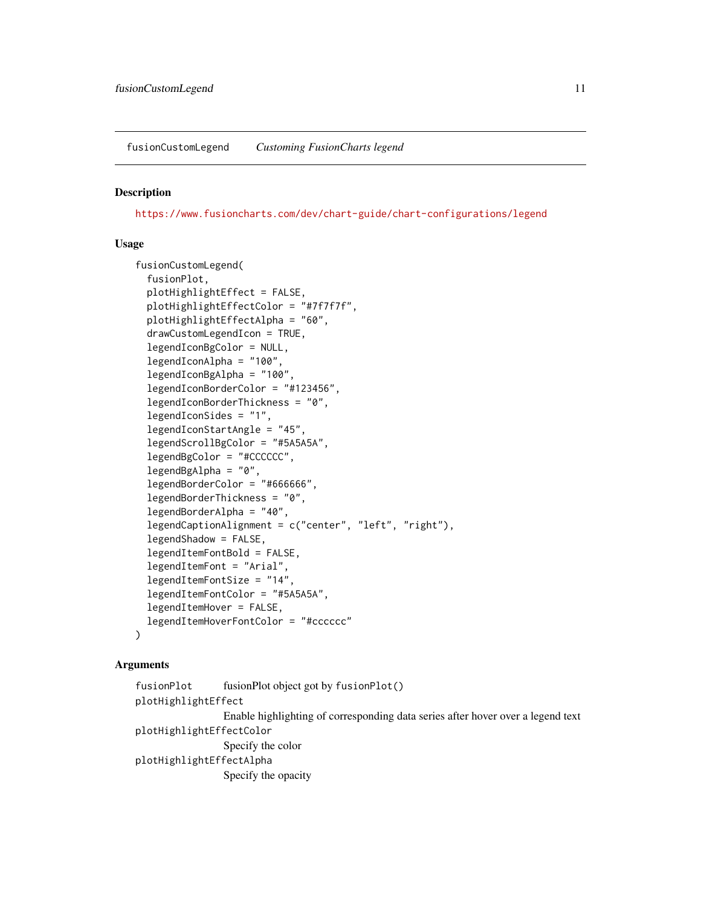## fusionCustomLegend — *Customing FusionCharts legend*

### Description

https://www.fusioncharts.com/dev/chart-guide/chart-configurations/legend

### Usage

```
fusionCustomLegend(
  fusionPlot,
  plotHighlightEffect = FALSE,
  plotHighlightEffectColor = "#7f7f7f",
  plotHighlightEffectAlpha = "60",
  drawCustomLegendIcon = TRUE,
  legendIconBgColor = NULL,
  legendIconAlpha = "100",
  legendIconBgAlpha = "100",
  legendIconBorderColor = "#123456",
  legendIconBorderThickness = "0",
  legendIconSides = "1",
  legendIconStartAngle = "45",
  legendScrollBgColor = "#5A5A5A",
  legendBgColor = "#CCCCCC",
  legendBgAlpha = "0",
  legendBorderColor = "#666666",
  legendBorderThickness = "0",
  legendBorderAlpha = "40",
  legendCaptionAlignment = c("center", "left", "right"),
  legendShadow = FALSE,
  legendItemFontBold = FALSE,
  legendItemFont = "Arial",
  legendItemFontSize = "14",
  legendItemFontColor = "#5A5A5A",
  legendItemHover = FALSE,
  legendItemHoverFontColor = "#cccccc"
)
```

### Arguments

| Argument | Description |
|---|---|
| `fusionPlot` | fusionPlot object got by `fusionPlot()` |
| `plotHighlightEffect` | Enable highlighting of corresponding data series after hover over a legend text |
| `plotHighlightEffectColor` | Specify the color |
| `plotHighlightEffectAlpha` | Specify the opacity |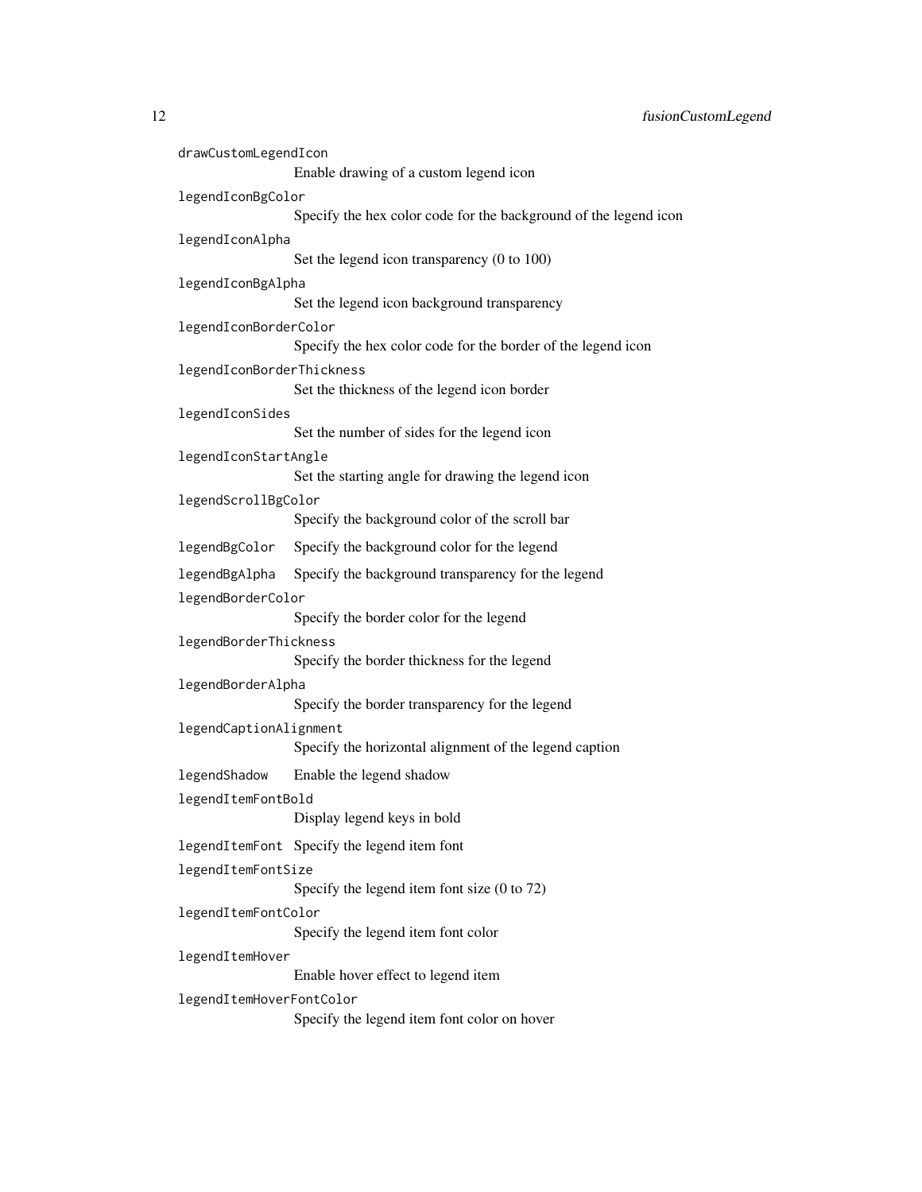`drawCustomLegendIcon`
: Enable drawing of a custom legend icon

`legendIconBgColor`
: Specify the hex color code for the background of the legend icon

`legendIconAlpha`
: Set the legend icon transparency (0 to 100)

`legendIconBgAlpha`
: Set the legend icon background transparency

`legendIconBorderColor`
: Specify the hex color code for the border of the legend icon

`legendIconBorderThickness`
: Set the thickness of the legend icon border

`legendIconSides`
: Set the number of sides for the legend icon

`legendIconStartAngle`
: Set the starting angle for drawing the legend icon

`legendScrollBgColor`
: Specify the background color of the scroll bar

`legendBgColor`
: Specify the background color for the legend

`legendBgAlpha`
: Specify the background transparency for the legend

`legendBorderColor`
: Specify the border color for the legend

`legendBorderThickness`
: Specify the border thickness for the legend

`legendBorderAlpha`
: Specify the border transparency for the legend

`legendCaptionAlignment`
: Specify the horizontal alignment of the legend caption

`legendShadow`
: Enable the legend shadow

`legendItemFontBold`
: Display legend keys in bold

`legendItemFont`
: Specify the legend item font

`legendItemFontSize`
: Specify the legend item font size (0 to 72)

`legendItemFontColor`
: Specify the legend item font color

`legendItemHover`
: Enable hover effect to legend item

`legendItemHoverFontColor`
: Specify the legend item font color on hover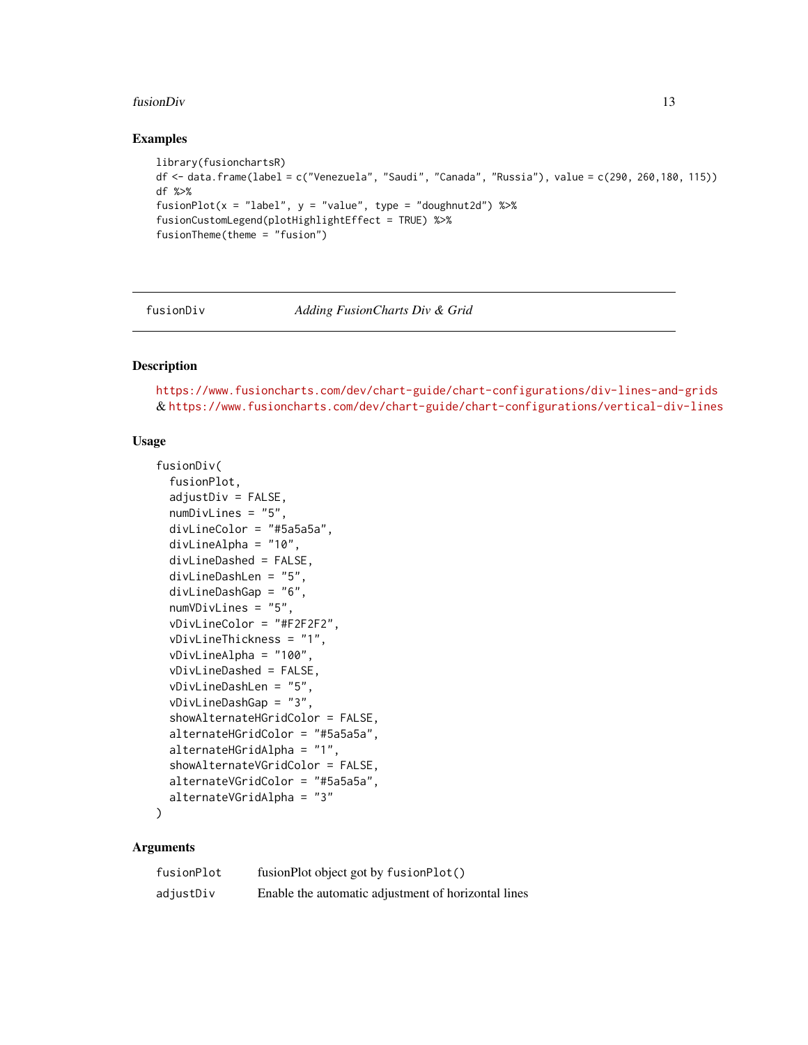## Examples

```
library(fusionchartsR)
df <- data.frame(label = c("Venezuela", "Saudi", "Canada", "Russia"), value = c(290, 260,180, 115))
df %>%
fusionPlot(x = "label", y = "value", type = "doughnut2d") %>%
fusionCustomLegend(plotHighlightEffect = TRUE) %>%
fusionTheme(theme = "fusion")
```

---

# fusionDiv — *Adding FusionCharts Div & Grid*

## Description

https://www.fusioncharts.com/dev/chart-guide/chart-configurations/div-lines-and-grids & https://www.fusioncharts.com/dev/chart-guide/chart-configurations/vertical-div-lines

## Usage

```
fusionDiv(
  fusionPlot,
  adjustDiv = FALSE,
  numDivLines = "5",
  divLineColor = "#5a5a5a",
  divLineAlpha = "10",
  divLineDashed = FALSE,
  divLineDashLen = "5",
  divLineDashGap = "6",
  numVDivLines = "5",
  vDivLineColor = "#F2F2F2",
  vDivLineThickness = "1",
  vDivLineAlpha = "100",
  vDivLineDashed = FALSE,
  vDivLineDashLen = "5",
  vDivLineDashGap = "3",
  showAlternateHGridColor = FALSE,
  alternateHGridColor = "#5a5a5a",
  alternateHGridAlpha = "1",
  showAlternateVGridColor = FALSE,
  alternateVGridColor = "#5a5a5a",
  alternateVGridAlpha = "3"
)
```

## Arguments

| | |
|---|---|
| `fusionPlot` | fusionPlot object got by `fusionPlot()` |
| `adjustDiv` | Enable the automatic adjustment of horizontal lines |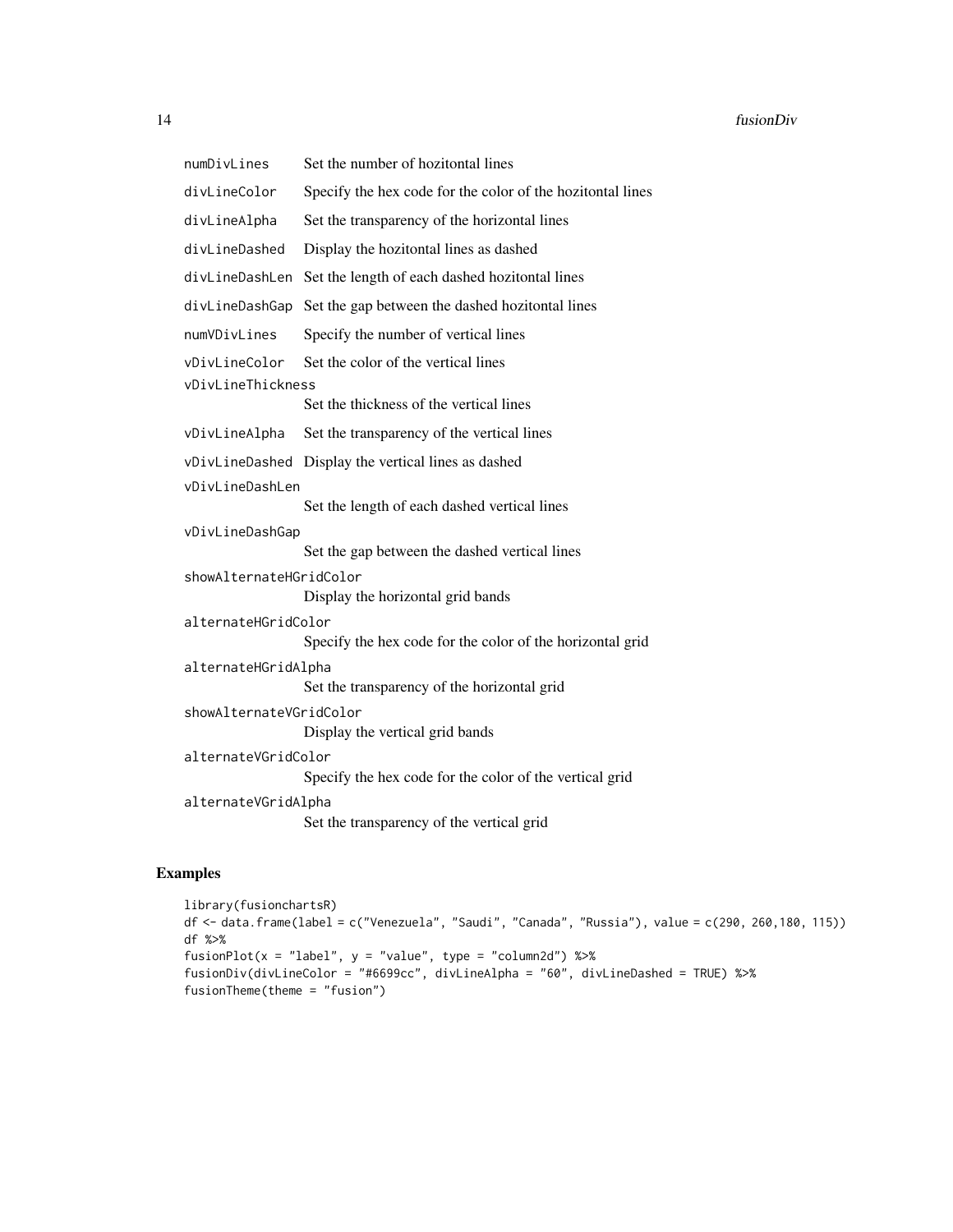| | |
|---|---|
| numDivLines | Set the number of hozitontal lines |
| divLineColor | Specify the hex code for the color of the hozitontal lines |
| divLineAlpha | Set the transparency of the horizontal lines |
| divLineDashed | Display the hozitontal lines as dashed |
| divLineDashLen | Set the length of each dashed hozitontal lines |
| divLineDashGap | Set the gap between the dashed hozitontal lines |
| numVDivLines | Specify the number of vertical lines |
| vDivLineColor | Set the color of the vertical lines |
| vDivLineThickness | Set the thickness of the vertical lines |
| vDivLineAlpha | Set the transparency of the vertical lines |
| vDivLineDashed | Display the vertical lines as dashed |
| vDivLineDashLen | Set the length of each dashed vertical lines |
| vDivLineDashGap | Set the gap between the dashed vertical lines |
| showAlternateHGridColor | Display the horizontal grid bands |
| alternateHGridColor | Specify the hex code for the color of the horizontal grid |
| alternateHGridAlpha | Set the transparency of the horizontal grid |
| showAlternateVGridColor | Display the vertical grid bands |
| alternateVGridColor | Specify the hex code for the color of the vertical grid |
| alternateVGridAlpha | Set the transparency of the vertical grid |

## Examples

```
library(fusionchartsR)
df <- data.frame(label = c("Venezuela", "Saudi", "Canada", "Russia"), value = c(290, 260,180, 115))
df %>%
fusionPlot(x = "label", y = "value", type = "column2d") %>%
fusionDiv(divLineColor = "#6699cc", divLineAlpha = "60", divLineDashed = TRUE) %>%
fusionTheme(theme = "fusion")
```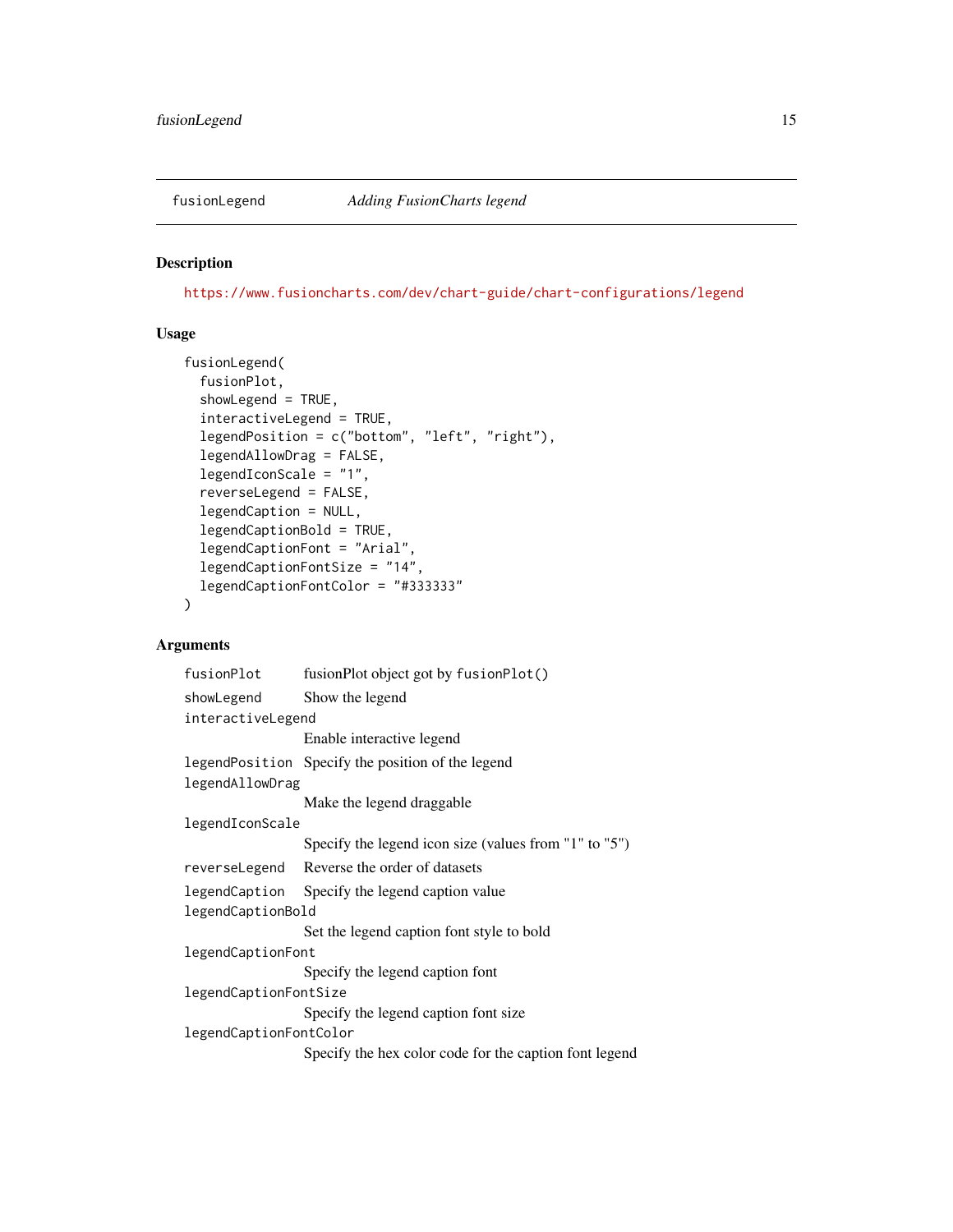## fusionLegend *Adding FusionCharts legend*

### Description

https://www.fusioncharts.com/dev/chart-guide/chart-configurations/legend

### Usage

```
fusionLegend(
  fusionPlot,
  showLegend = TRUE,
  interactiveLegend = TRUE,
  legendPosition = c("bottom", "left", "right"),
  legendAllowDrag = FALSE,
  legendIconScale = "1",
  reverseLegend = FALSE,
  legendCaption = NULL,
  legendCaptionBold = TRUE,
  legendCaptionFont = "Arial",
  legendCaptionFontSize = "14",
  legendCaptionFontColor = "#333333"
)
```

### Arguments

| Argument | Description |
|---|---|
| `fusionPlot` | fusionPlot object got by `fusionPlot()` |
| `showLegend` | Show the legend |
| `interactiveLegend` | Enable interactive legend |
| `legendPosition` | Specify the position of the legend |
| `legendAllowDrag` | Make the legend draggable |
| `legendIconScale` | Specify the legend icon size (values from "1" to "5") |
| `reverseLegend` | Reverse the order of datasets |
| `legendCaption` | Specify the legend caption value |
| `legendCaptionBold` | Set the legend caption font style to bold |
| `legendCaptionFont` | Specify the legend caption font |
| `legendCaptionFontSize` | Specify the legend caption font size |
| `legendCaptionFontColor` | Specify the hex color code for the caption font legend |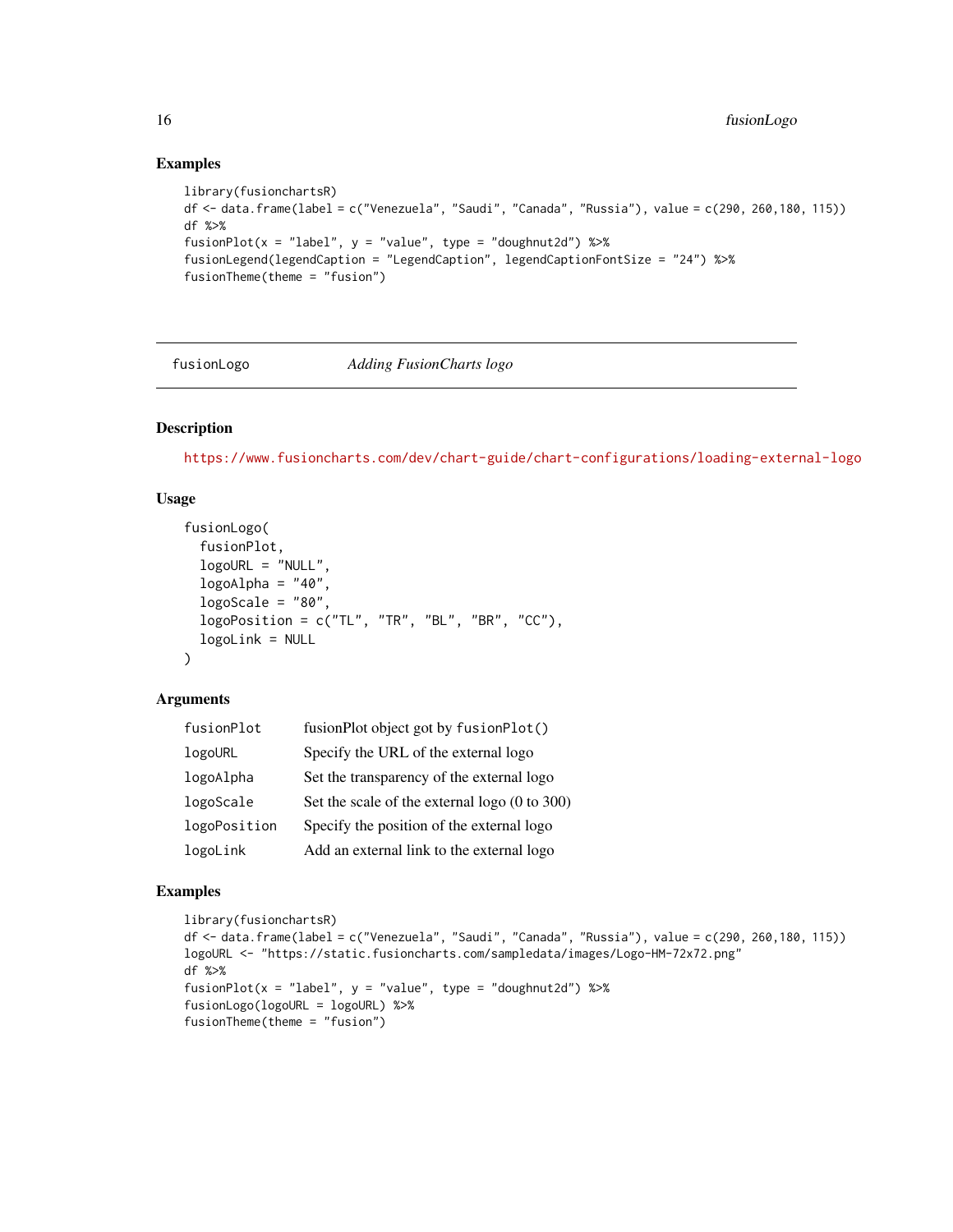## Examples

```
library(fusionchartsR)
df <- data.frame(label = c("Venezuela", "Saudi", "Canada", "Russia"), value = c(290, 260,180, 115))
df %>%
fusionPlot(x = "label", y = "value", type = "doughnut2d") %>%
fusionLegend(legendCaption = "LegendCaption", legendCaptionFontSize = "24") %>%
fusionTheme(theme = "fusion")
```

---

# fusionLogo — *Adding FusionCharts logo*

---

## Description

https://www.fusioncharts.com/dev/chart-guide/chart-configurations/loading-external-logo

## Usage

```
fusionLogo(
  fusionPlot,
  logoURL = "NULL",
  logoAlpha = "40",
  logoScale = "80",
  logoPosition = c("TL", "TR", "BL", "BR", "CC"),
  logoLink = NULL
)
```

## Arguments

| | |
|---|---|
| `fusionPlot` | fusionPlot object got by `fusionPlot()` |
| `logoURL` | Specify the URL of the external logo |
| `logoAlpha` | Set the transparency of the external logo |
| `logoScale` | Set the scale of the external logo (0 to 300) |
| `logoPosition` | Specify the position of the external logo |
| `logoLink` | Add an external link to the external logo |

## Examples

```
library(fusionchartsR)
df <- data.frame(label = c("Venezuela", "Saudi", "Canada", "Russia"), value = c(290, 260,180, 115))
logoURL <- "https://static.fusioncharts.com/sampledata/images/Logo-HM-72x72.png"
df %>%
fusionPlot(x = "label", y = "value", type = "doughnut2d") %>%
fusionLogo(logoURL = logoURL) %>%
fusionTheme(theme = "fusion")
```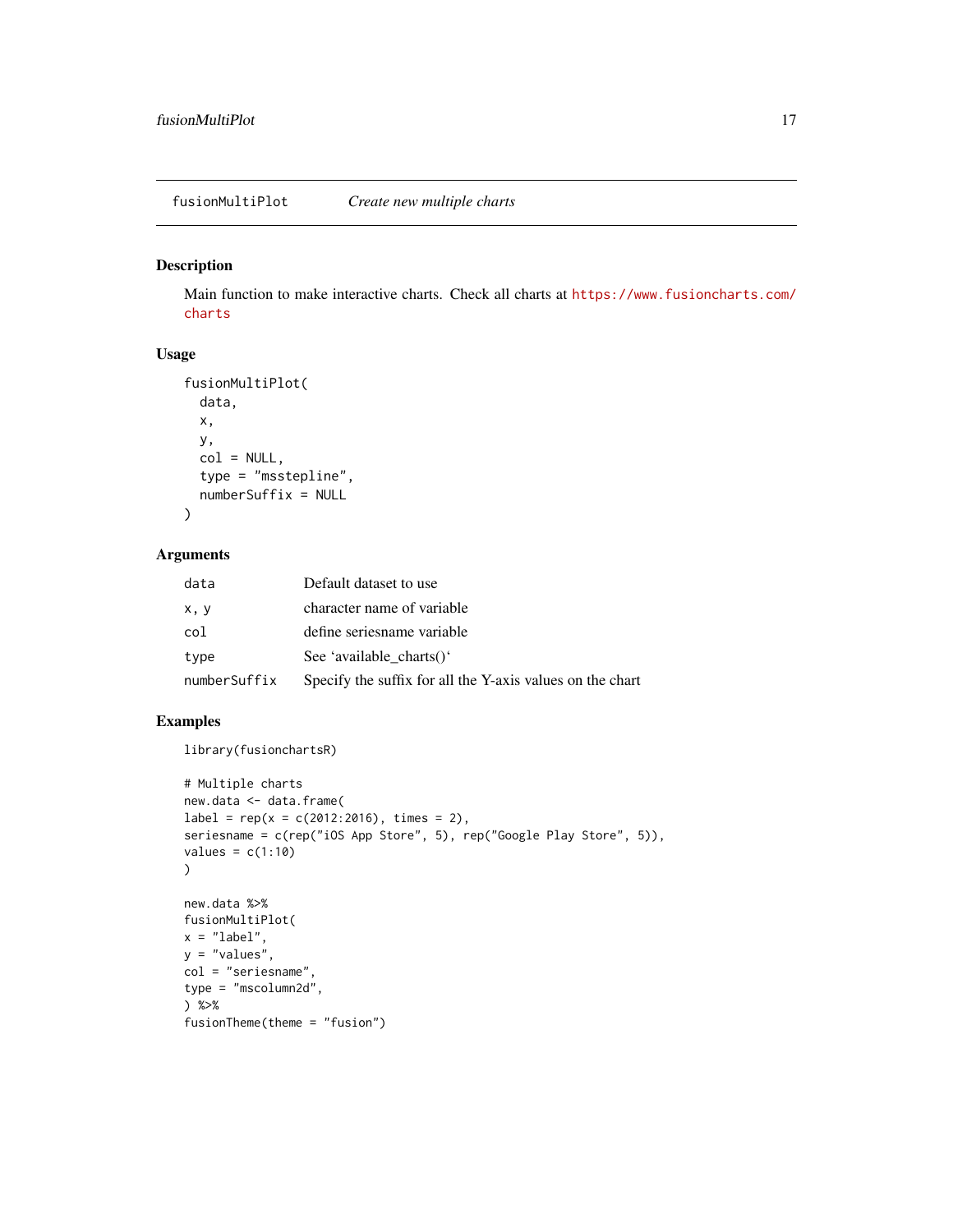## fusionMultiPlot *Create new multiple charts*

### Description

Main function to make interactive charts. Check all charts at https://www.fusioncharts.com/charts

### Usage

```
fusionMultiPlot(
  data,
  x,
  y,
  col = NULL,
  type = "msstepline",
  numberSuffix = NULL
)
```

### Arguments

| | |
|---|---|
| `data` | Default dataset to use |
| `x, y` | character name of variable |
| `col` | define seriesname variable |
| `type` | See 'available_charts()' |
| `numberSuffix` | Specify the suffix for all the Y-axis values on the chart |

### Examples

```
library(fusionchartsR)

# Multiple charts
new.data <- data.frame(
label = rep(x = c(2012:2016), times = 2),
seriesname = c(rep("iOS App Store", 5), rep("Google Play Store", 5)),
values = c(1:10)
)

new.data %>%
fusionMultiPlot(
x = "label",
y = "values",
col = "seriesname",
type = "mscolumn2d",
) %>%
fusionTheme(theme = "fusion")
```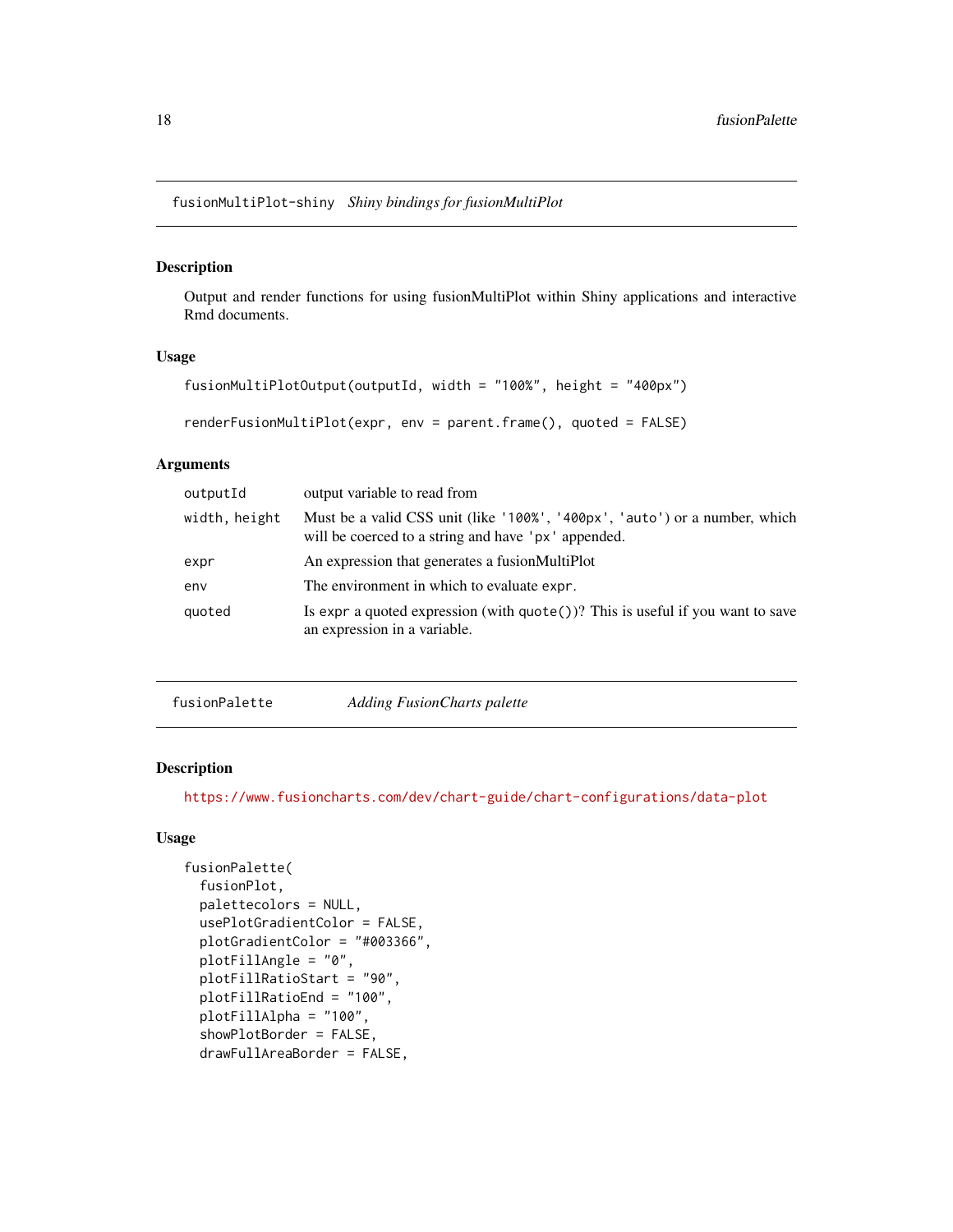## fusionMultiPlot-shiny *Shiny bindings for fusionMultiPlot*

### Description

Output and render functions for using fusionMultiPlot within Shiny applications and interactive Rmd documents.

### Usage

```
fusionMultiPlotOutput(outputId, width = "100%", height = "400px")

renderFusionMultiPlot(expr, env = parent.frame(), quoted = FALSE)
```

### Arguments

| | |
|---|---|
| `outputId` | output variable to read from |
| `width, height` | Must be a valid CSS unit (like '100%', '400px', 'auto') or a number, which will be coerced to a string and have 'px' appended. |
| `expr` | An expression that generates a fusionMultiPlot |
| `env` | The environment in which to evaluate `expr`. |
| `quoted` | Is `expr` a quoted expression (with `quote()`)? This is useful if you want to save an expression in a variable. |

## fusionPalette *Adding FusionCharts palette*

### Description

https://www.fusioncharts.com/dev/chart-guide/chart-configurations/data-plot

### Usage

```
fusionPalette(
  fusionPlot,
  palettecolors = NULL,
  usePlotGradientColor = FALSE,
  plotGradientColor = "#003366",
  plotFillAngle = "0",
  plotFillRatioStart = "90",
  plotFillRatioEnd = "100",
  plotFillAlpha = "100",
  showPlotBorder = FALSE,
  drawFullAreaBorder = FALSE,
```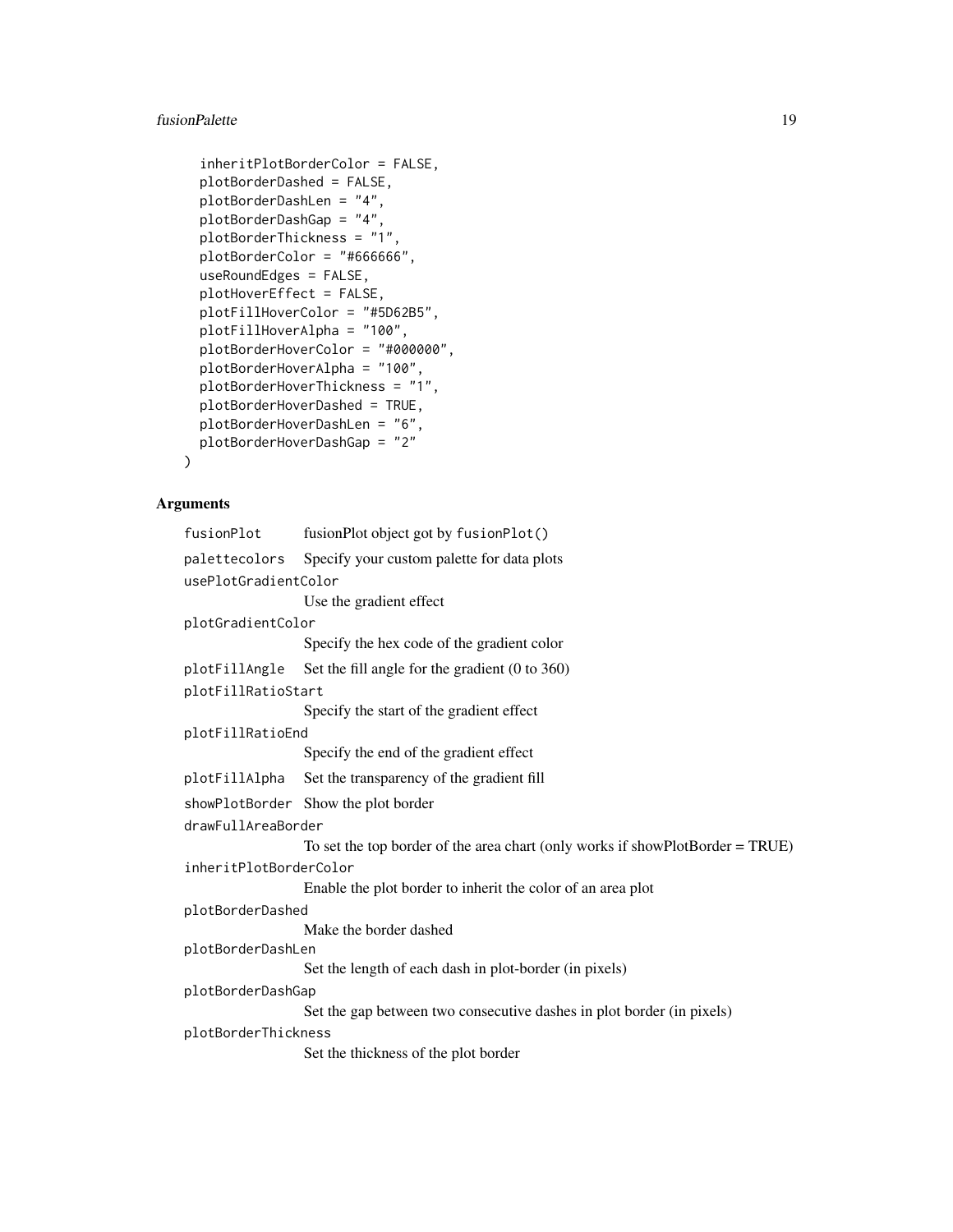```
  inheritPlotBorderColor = FALSE,
  plotBorderDashed = FALSE,
  plotBorderDashLen = "4",
  plotBorderDashGap = "4",
  plotBorderThickness = "1",
  plotBorderColor = "#666666",
  useRoundEdges = FALSE,
  plotHoverEffect = FALSE,
  plotFillHoverColor = "#5D62B5",
  plotFillHoverAlpha = "100",
  plotBorderHoverColor = "#000000",
  plotBorderHoverAlpha = "100",
  plotBorderHoverThickness = "1",
  plotBorderHoverDashed = TRUE,
  plotBorderHoverDashLen = "6",
  plotBorderHoverDashGap = "2"
)
```

## Arguments

| Argument | Description |
|---|---|
| `fusionPlot` | fusionPlot object got by `fusionPlot()` |
| `palettecolors` | Specify your custom palette for data plots |
| `usePlotGradientColor` | Use the gradient effect |
| `plotGradientColor` | Specify the hex code of the gradient color |
| `plotFillAngle` | Set the fill angle for the gradient (0 to 360) |
| `plotFillRatioStart` | Specify the start of the gradient effect |
| `plotFillRatioEnd` | Specify the end of the gradient effect |
| `plotFillAlpha` | Set the transparency of the gradient fill |
| `showPlotBorder` | Show the plot border |
| `drawFullAreaBorder` | To set the top border of the area chart (only works if showPlotBorder = TRUE) |
| `inheritPlotBorderColor` | Enable the plot border to inherit the color of an area plot |
| `plotBorderDashed` | Make the border dashed |
| `plotBorderDashLen` | Set the length of each dash in plot-border (in pixels) |
| `plotBorderDashGap` | Set the gap between two consecutive dashes in plot border (in pixels) |
| `plotBorderThickness` | Set the thickness of the plot border |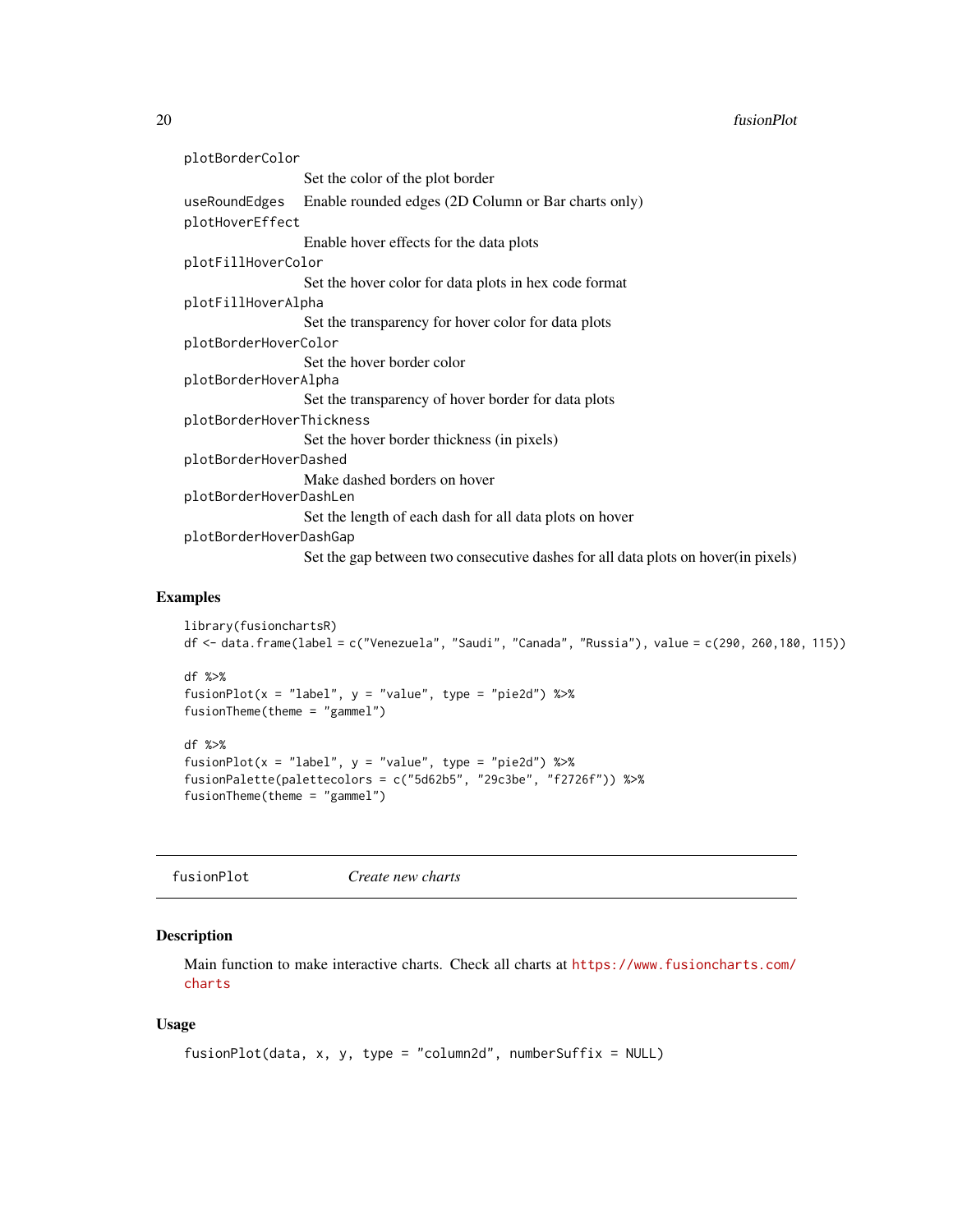| | |
|---|---|
| `plotBorderColor` | Set the color of the plot border |
| `useRoundEdges` | Enable rounded edges (2D Column or Bar charts only) |
| `plotHoverEffect` | Enable hover effects for the data plots |
| `plotFillHoverColor` | Set the hover color for data plots in hex code format |
| `plotFillHoverAlpha` | Set the transparency for hover color for data plots |
| `plotBorderHoverColor` | Set the hover border color |
| `plotBorderHoverAlpha` | Set the transparency of hover border for data plots |
| `plotBorderHoverThickness` | Set the hover border thickness (in pixels) |
| `plotBorderHoverDashed` | Make dashed borders on hover |
| `plotBorderHoverDashLen` | Set the length of each dash for all data plots on hover |
| `plotBorderHoverDashGap` | Set the gap between two consecutive dashes for all data plots on hover(in pixels) |

## Examples

```
library(fusionchartsR)
df <- data.frame(label = c("Venezuela", "Saudi", "Canada", "Russia"), value = c(290, 260,180, 115))

df %>%
fusionPlot(x = "label", y = "value", type = "pie2d") %>%
fusionTheme(theme = "gammel")

df %>%
fusionPlot(x = "label", y = "value", type = "pie2d") %>%
fusionPalette(palettecolors = c("5d62b5", "29c3be", "f2726f")) %>%
fusionTheme(theme = "gammel")
```

---

# fusionPlot — *Create new charts*

---

## Description

Main function to make interactive charts. Check all charts at https://www.fusioncharts.com/charts

## Usage

```
fusionPlot(data, x, y, type = "column2d", numberSuffix = NULL)
```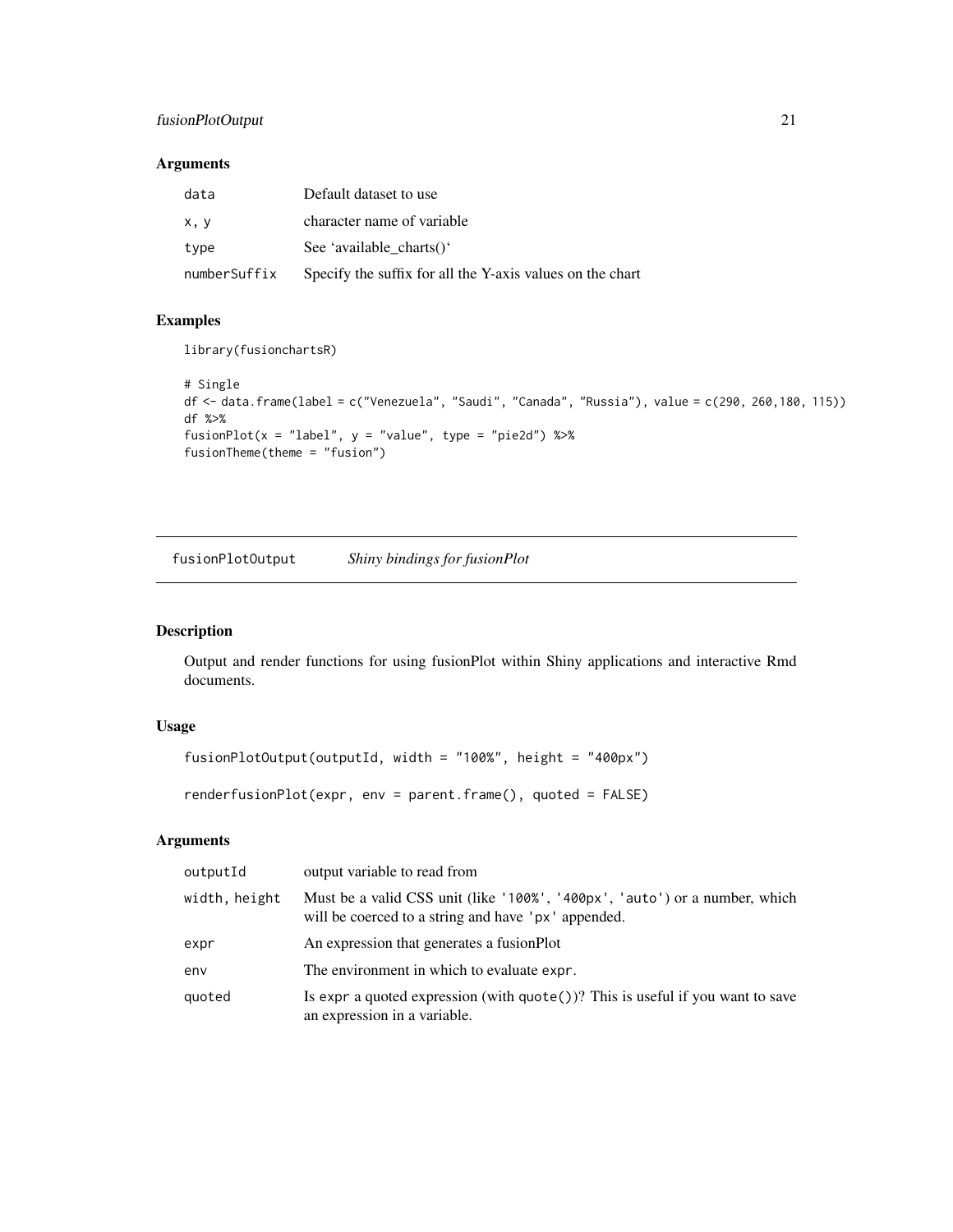### Arguments

| | |
|---|---|
| data | Default dataset to use |
| x, y | character name of variable |
| type | See 'available_charts()' |
| numberSuffix | Specify the suffix for all the Y-axis values on the chart |

### Examples

```
library(fusionchartsR)

# Single
df <- data.frame(label = c("Venezuela", "Saudi", "Canada", "Russia"), value = c(290, 260,180, 115))
df %>%
fusionPlot(x = "label", y = "value", type = "pie2d") %>%
fusionTheme(theme = "fusion")
```

---

## fusionPlotOutput    *Shiny bindings for fusionPlot*

### Description

Output and render functions for using fusionPlot within Shiny applications and interactive Rmd documents.

### Usage

```
fusionPlotOutput(outputId, width = "100%", height = "400px")

renderfusionPlot(expr, env = parent.frame(), quoted = FALSE)
```

### Arguments

| | |
|---|---|
| outputId | output variable to read from |
| width, height | Must be a valid CSS unit (like '100%', '400px', 'auto') or a number, which will be coerced to a string and have 'px' appended. |
| expr | An expression that generates a fusionPlot |
| env | The environment in which to evaluate expr. |
| quoted | Is expr a quoted expression (with quote())? This is useful if you want to save an expression in a variable. |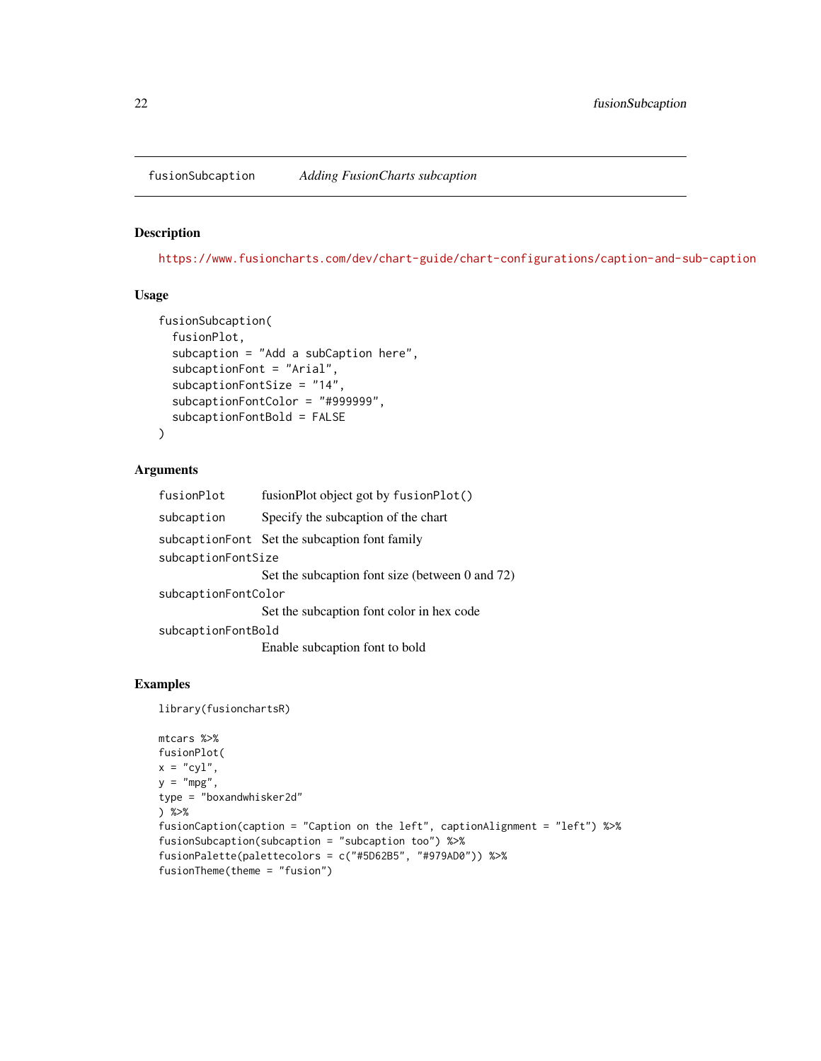## fusionSubcaption *Adding FusionCharts subcaption*

### Description

https://www.fusioncharts.com/dev/chart-guide/chart-configurations/caption-and-sub-caption

### Usage

```
fusionSubcaption(
  fusionPlot,
  subcaption = "Add a subCaption here",
  subcaptionFont = "Arial",
  subcaptionFontSize = "14",
  subcaptionFontColor = "#999999",
  subcaptionFontBold = FALSE
)
```

### Arguments

| | |
|---|---|
| `fusionPlot` | fusionPlot object got by `fusionPlot()` |
| `subcaption` | Specify the subcaption of the chart |
| `subcaptionFont` | Set the subcaption font family |
| `subcaptionFontSize` | Set the subcaption font size (between 0 and 72) |
| `subcaptionFontColor` | Set the subcaption font color in hex code |
| `subcaptionFontBold` | Enable subcaption font to bold |

### Examples

```
library(fusionchartsR)

mtcars %>%
fusionPlot(
x = "cyl",
y = "mpg",
type = "boxandwhisker2d"
) %>%
fusionCaption(caption = "Caption on the left", captionAlignment = "left") %>%
fusionSubcaption(subcaption = "subcaption too") %>%
fusionPalette(palettecolors = c("#5D62B5", "#979AD0")) %>%
fusionTheme(theme = "fusion")
```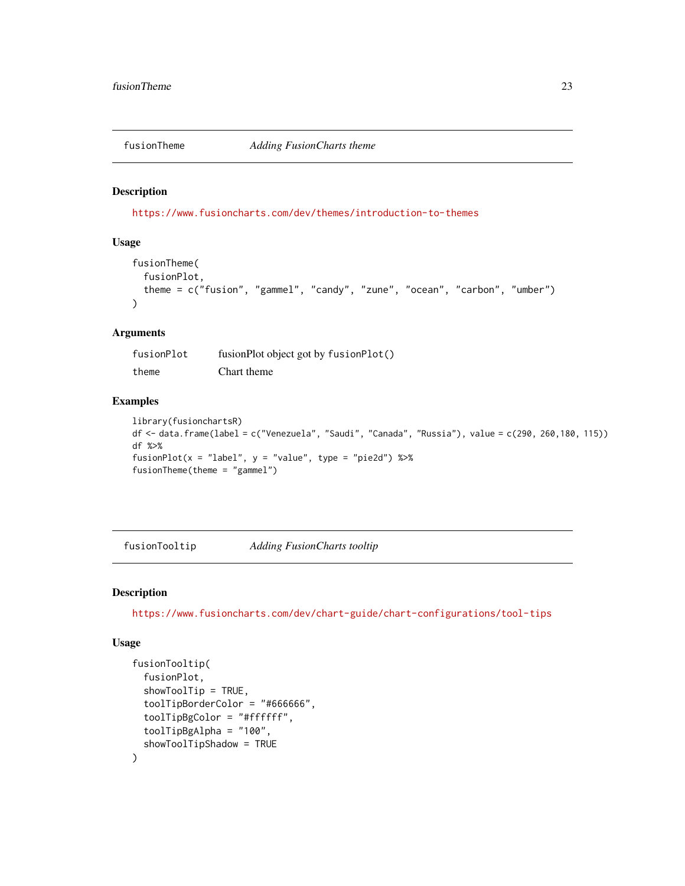## fusionTheme *Adding FusionCharts theme*

### Description

https://www.fusioncharts.com/dev/themes/introduction-to-themes

### Usage

```
fusionTheme(
  fusionPlot,
  theme = c("fusion", "gammel", "candy", "zune", "ocean", "carbon", "umber")
)
```

### Arguments

| | |
|---|---|
| fusionPlot | fusionPlot object got by `fusionPlot()` |
| theme | Chart theme |

### Examples

```
library(fusionchartsR)
df <- data.frame(label = c("Venezuela", "Saudi", "Canada", "Russia"), value = c(290, 260,180, 115))
df %>%
fusionPlot(x = "label", y = "value", type = "pie2d") %>%
fusionTheme(theme = "gammel")
```

## fusionTooltip *Adding FusionCharts tooltip*

### Description

https://www.fusioncharts.com/dev/chart-guide/chart-configurations/tool-tips

### Usage

```
fusionTooltip(
  fusionPlot,
  showToolTip = TRUE,
  toolTipBorderColor = "#666666",
  toolTipBgColor = "#ffffff",
  toolTipBgAlpha = "100",
  showToolTipShadow = TRUE
)
```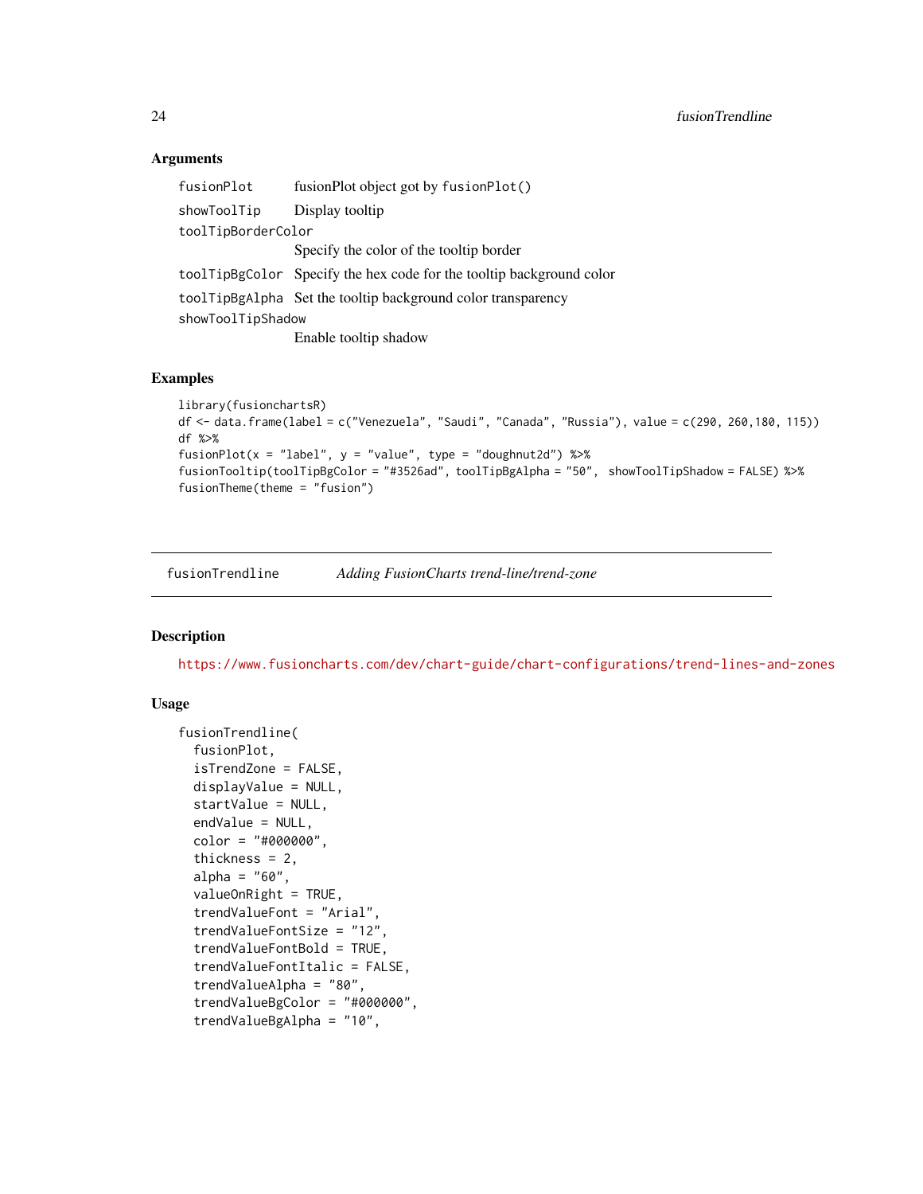### Arguments

| | |
|---|---|
| `fusionPlot` | fusionPlot object got by `fusionPlot()` |
| `showToolTip` | Display tooltip |
| `toolTipBorderColor` | Specify the color of the tooltip border |
| `toolTipBgColor` | Specify the hex code for the tooltip background color |
| `toolTipBgAlpha` | Set the tooltip background color transparency |
| `showToolTipShadow` | Enable tooltip shadow |

### Examples

```
library(fusionchartsR)
df <- data.frame(label = c("Venezuela", "Saudi", "Canada", "Russia"), value = c(290, 260,180, 115))
df %>%
fusionPlot(x = "label", y = "value", type = "doughnut2d") %>%
fusionTooltip(toolTipBgColor = "#3526ad", toolTipBgAlpha = "50",  showToolTipShadow = FALSE) %>%
fusionTheme(theme = "fusion")
```

---

## fusionTrendline *Adding FusionCharts trend-line/trend-zone*

---

### Description

https://www.fusioncharts.com/dev/chart-guide/chart-configurations/trend-lines-and-zones

### Usage

```
fusionTrendline(
  fusionPlot,
  isTrendZone = FALSE,
  displayValue = NULL,
  startValue = NULL,
  endValue = NULL,
  color = "#000000",
  thickness = 2,
  alpha = "60",
  valueOnRight = TRUE,
  trendValueFont = "Arial",
  trendValueFontSize = "12",
  trendValueFontBold = TRUE,
  trendValueFontItalic = FALSE,
  trendValueAlpha = "80",
  trendValueBgColor = "#000000",
  trendValueBgAlpha = "10",
```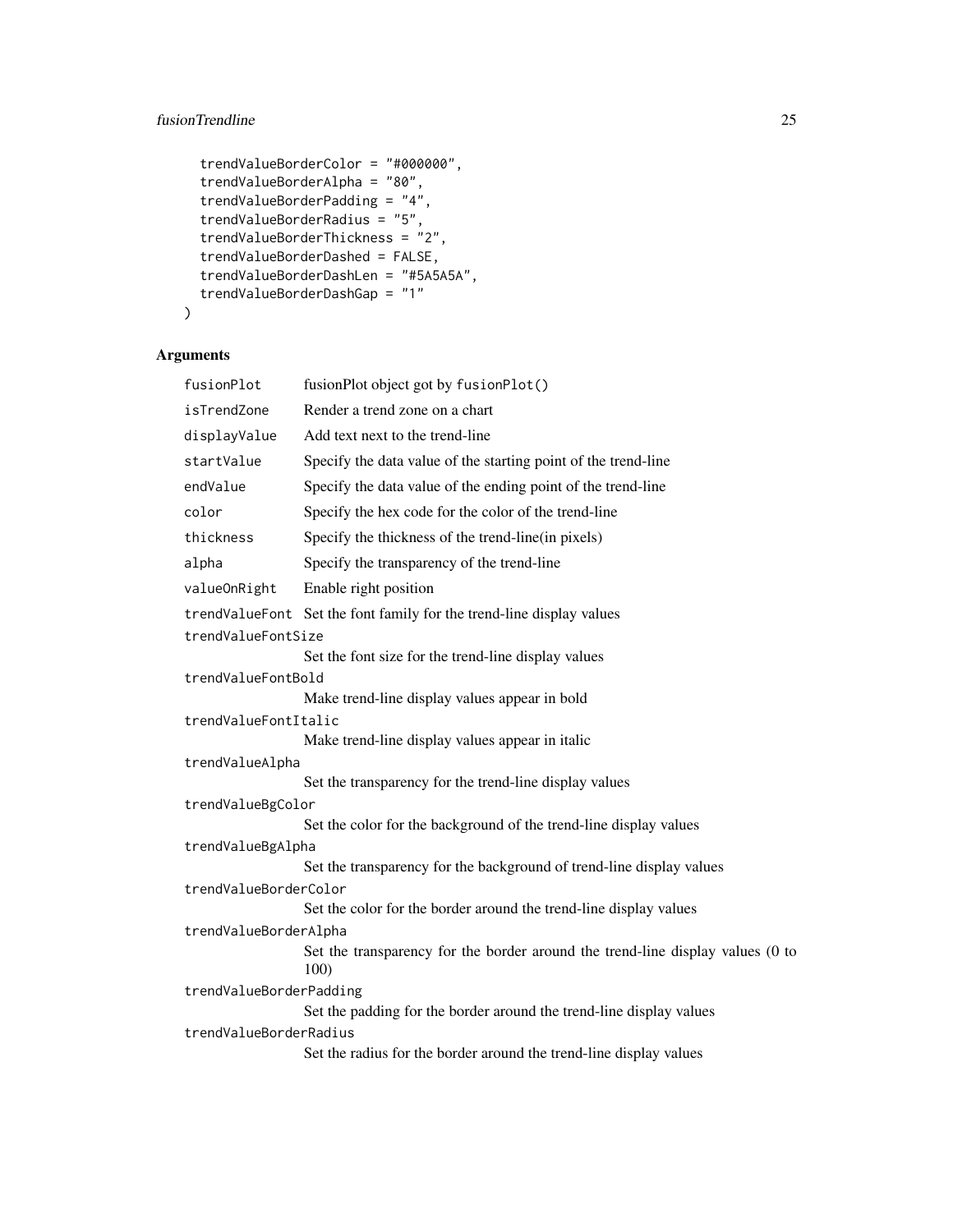```
  trendValueBorderColor = "#000000",
  trendValueBorderAlpha = "80",
  trendValueBorderPadding = "4",
  trendValueBorderRadius = "5",
  trendValueBorderThickness = "2",
  trendValueBorderDashed = FALSE,
  trendValueBorderDashLen = "#5A5A5A",
  trendValueBorderDashGap = "1"
)
```

## Arguments

| Argument | Description |
|---|---|
| `fusionPlot` | fusionPlot object got by `fusionPlot()` |
| `isTrendZone` | Render a trend zone on a chart |
| `displayValue` | Add text next to the trend-line |
| `startValue` | Specify the data value of the starting point of the trend-line |
| `endValue` | Specify the data value of the ending point of the trend-line |
| `color` | Specify the hex code for the color of the trend-line |
| `thickness` | Specify the thickness of the trend-line(in pixels) |
| `alpha` | Specify the transparency of the trend-line |
| `valueOnRight` | Enable right position |
| `trendValueFont` | Set the font family for the trend-line display values |
| `trendValueFontSize` | Set the font size for the trend-line display values |
| `trendValueFontBold` | Make trend-line display values appear in bold |
| `trendValueFontItalic` | Make trend-line display values appear in italic |
| `trendValueAlpha` | Set the transparency for the trend-line display values |
| `trendValueBgColor` | Set the color for the background of the trend-line display values |
| `trendValueBgAlpha` | Set the transparency for the background of trend-line display values |
| `trendValueBorderColor` | Set the color for the border around the trend-line display values |
| `trendValueBorderAlpha` | Set the transparency for the border around the trend-line display values (0 to 100) |
| `trendValueBorderPadding` | Set the padding for the border around the trend-line display values |
| `trendValueBorderRadius` | Set the radius for the border around the trend-line display values |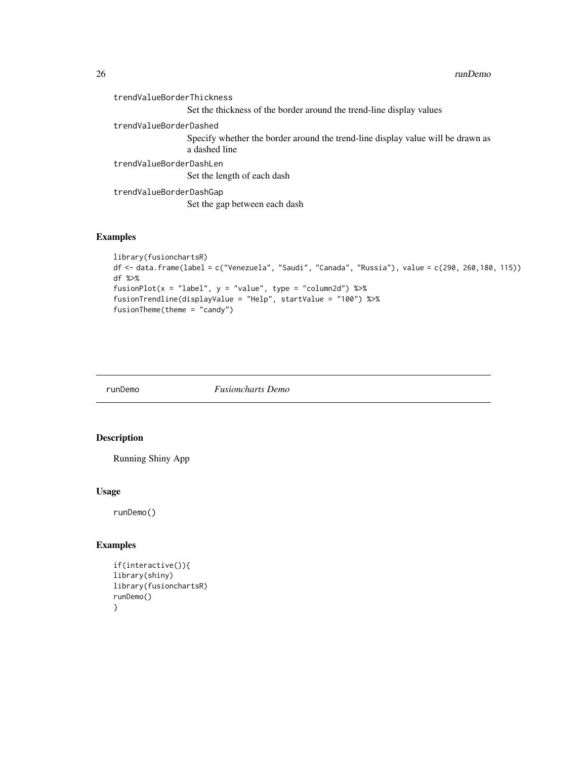trendValueBorderThickness
: Set the thickness of the border around the trend-line display values

trendValueBorderDashed
: Specify whether the border around the trend-line display value will be drawn as a dashed line

trendValueBorderDashLen
: Set the length of each dash

trendValueBorderDashGap
: Set the gap between each dash

### Examples

```
library(fusionchartsR)
df <- data.frame(label = c("Venezuela", "Saudi", "Canada", "Russia"), value = c(290, 260,180, 115))
df %>%
fusionPlot(x = "label", y = "value", type = "column2d") %>%
fusionTrendline(displayValue = "Help", startValue = "100") %>%
fusionTheme(theme = "candy")
```

---

## runDemo *Fusioncharts Demo*

---

### Description

Running Shiny App

### Usage

```
runDemo()
```

### Examples

```
if(interactive()){
library(shiny)
library(fusionchartsR)
runDemo()
}
```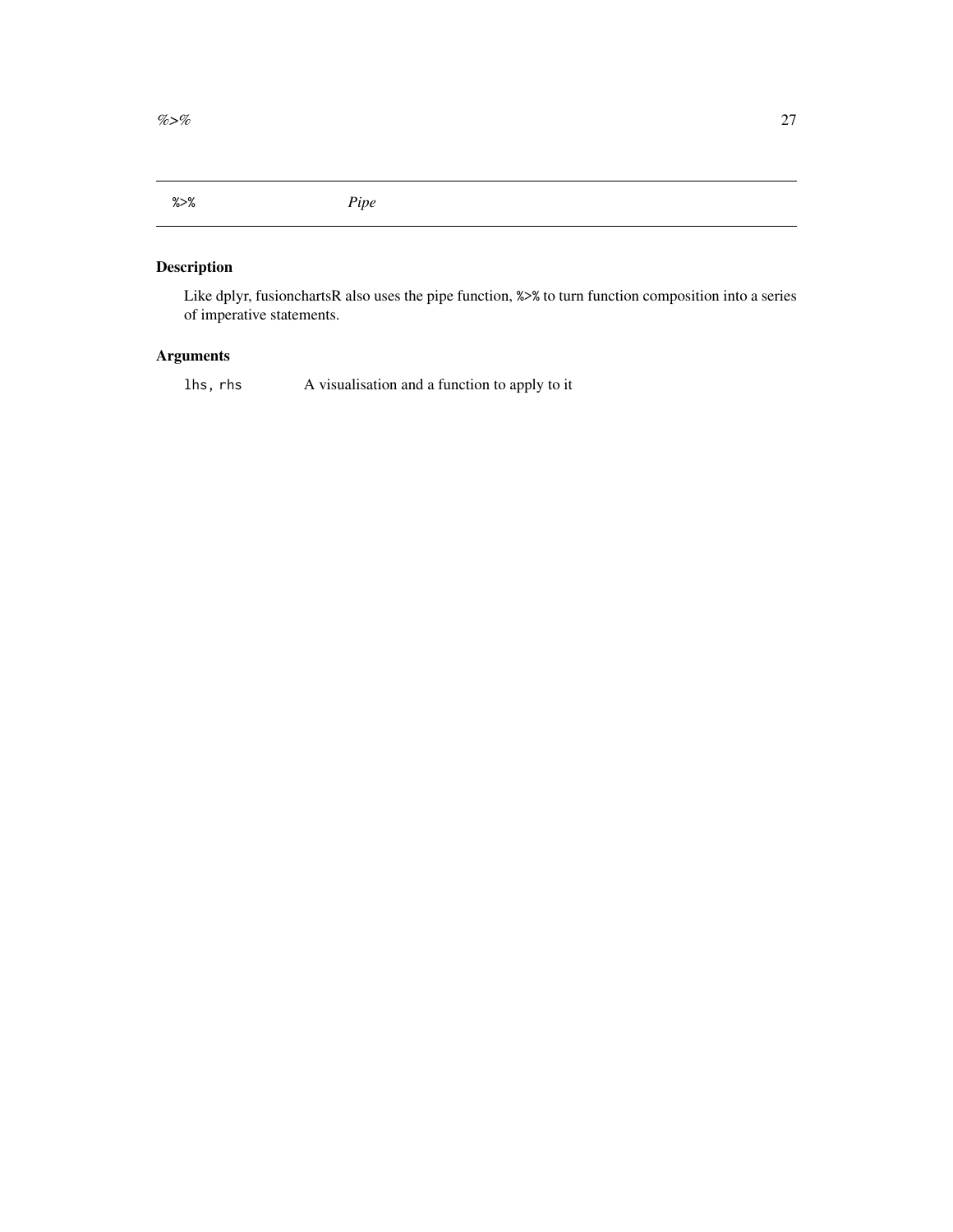## `%>%` *Pipe*

### Description

Like dplyr, fusionchartsR also uses the pipe function, `%>%` to turn function composition into a series of imperative statements.

### Arguments

| | |
|---|---|
| `lhs, rhs` | A visualisation and a function to apply to it |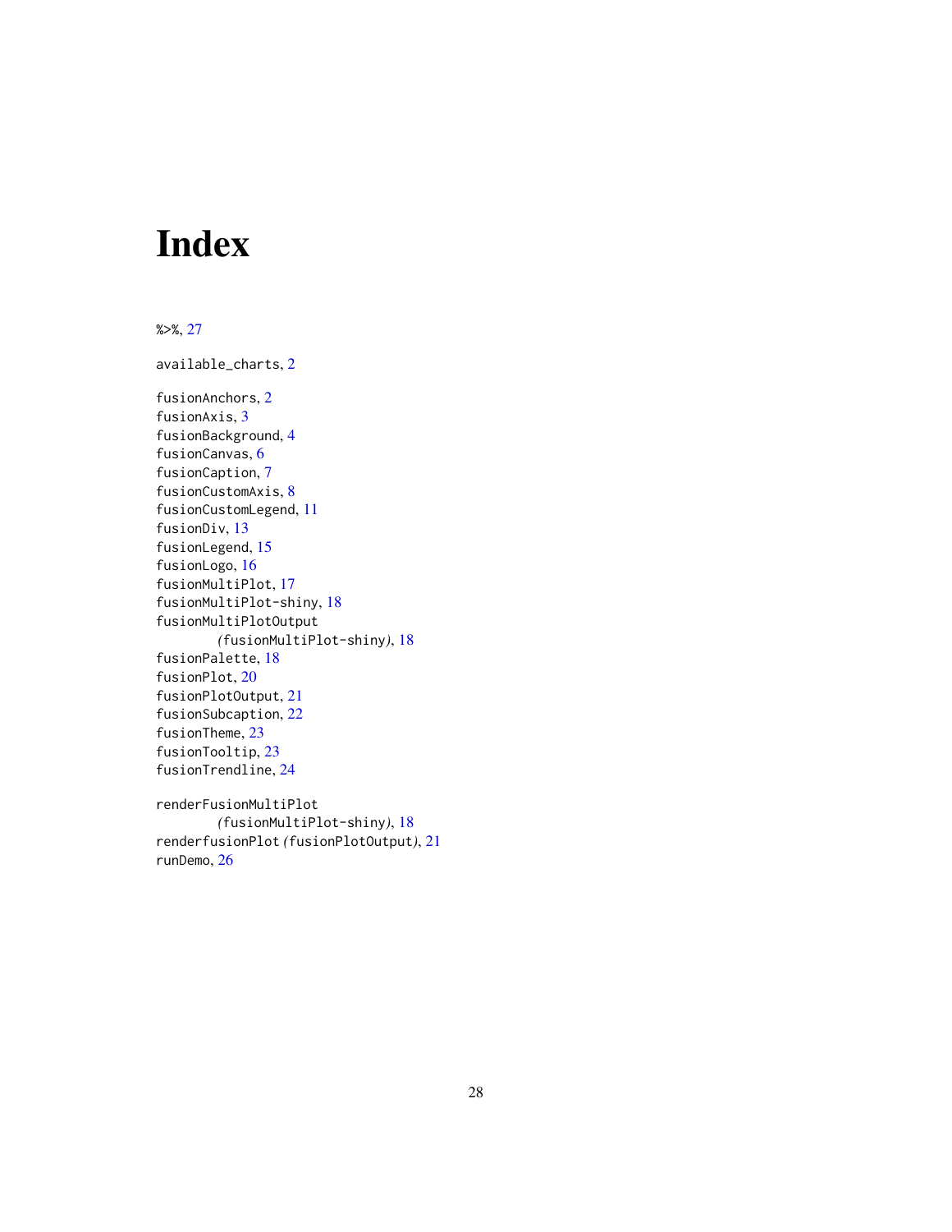# Index

%>%, 27

available_charts, 2

fusionAnchors, 2
fusionAxis, 3
fusionBackground, 4
fusionCanvas, 6
fusionCaption, 7
fusionCustomAxis, 8
fusionCustomLegend, 11
fusionDiv, 13
fusionLegend, 15
fusionLogo, 16
fusionMultiPlot, 17
fusionMultiPlot-shiny, 18
fusionMultiPlotOutput
        *(*fusionMultiPlot-shiny*)*, 18
fusionPalette, 18
fusionPlot, 20
fusionPlotOutput, 21
fusionSubcaption, 22
fusionTheme, 23
fusionTooltip, 23
fusionTrendline, 24

renderFusionMultiPlot
        *(*fusionMultiPlot-shiny*)*, 18
renderfusionPlot *(*fusionPlotOutput*)*, 21
runDemo, 26